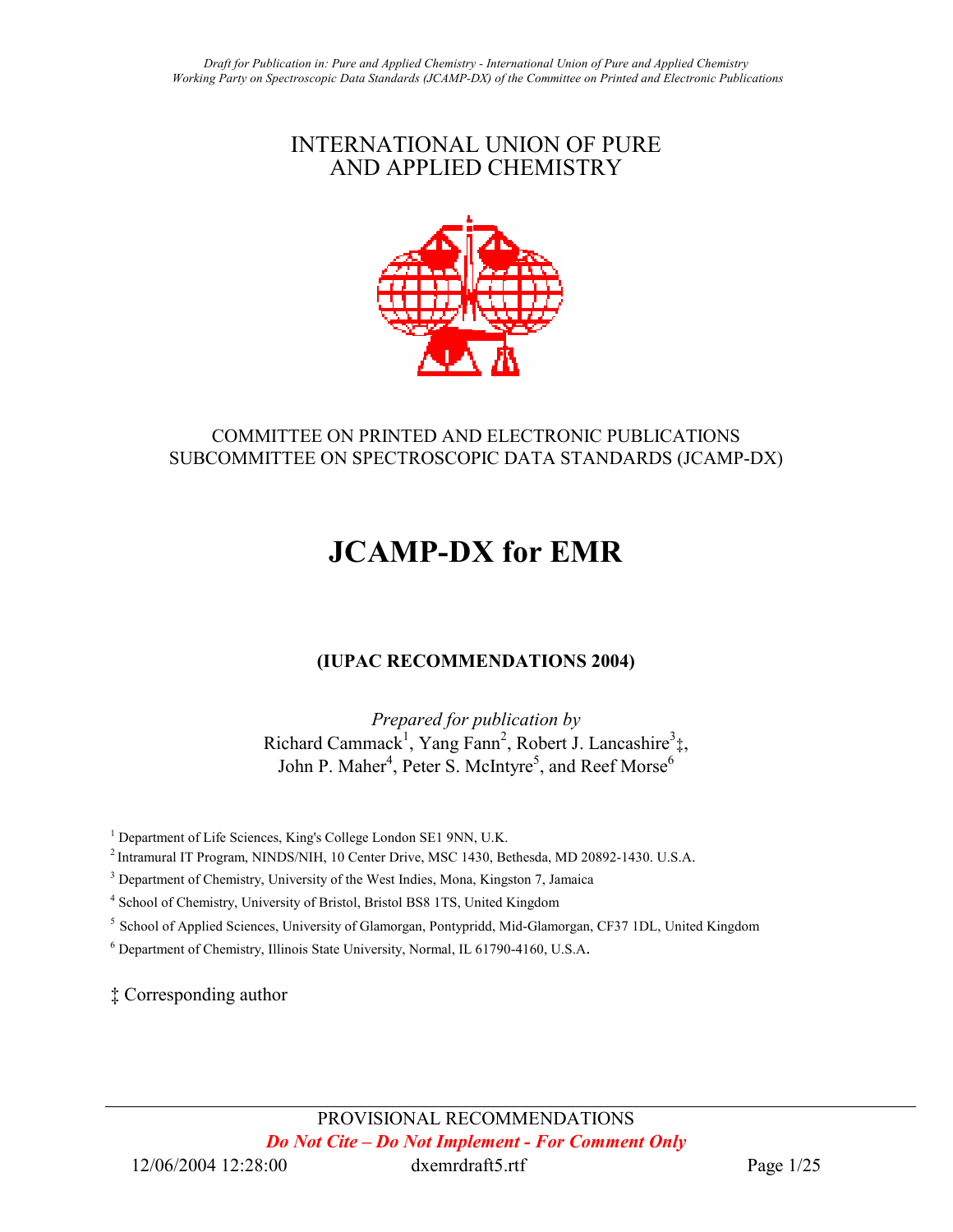*Draft for Publication in: Pure and Applied Chemistry - International Union of Pure and Applied Chemistry Working Party on Spectroscopic Data Standards (JCAMP-DX) of the Committee on Printed and Electronic Publications*

INTERNATIONAL UNION OF PURE AND APPLIED CHEMISTRY

COMMITTEE ON PRINTED AND ELECTRONIC PUBLICATIONS
SUBCOMMITTEE ON SPECTROSCOPIC DATA STANDARDS (JCAMP-DX)

# JCAMP-DX for EMR

**(IUPAC RECOMMENDATIONS 2004)**

*Prepared for publication by*
Richard Cammack[1], Yang Fann[2], Robert J. Lancashire[3]‡, John P. Maher[4], Peter S. McIntyre[5], and Reef Morse[6]

[1] Department of Life Sciences, King's College London SE1 9NN, U.K.

[2] Intramural IT Program, NINDS/NIH, 10 Center Drive, MSC 1430, Bethesda, MD 20892-1430. U.S.A.

[3] Department of Chemistry, University of the West Indies, Mona, Kingston 7, Jamaica

[4] School of Chemistry, University of Bristol, Bristol BS8 1TS, United Kingdom

[5] School of Applied Sciences, University of Glamorgan, Pontypridd, Mid-Glamorgan, CF37 1DL, United Kingdom

[6] Department of Chemistry, Illinois State University, Normal, IL 61790-4160, U.S.A.

‡ Corresponding author

PROVISIONAL RECOMMENDATIONS

***Do Not Cite – Do Not Implement - For Comment Only***

12/06/2004 12:28:00 dxemrdraft5.rtf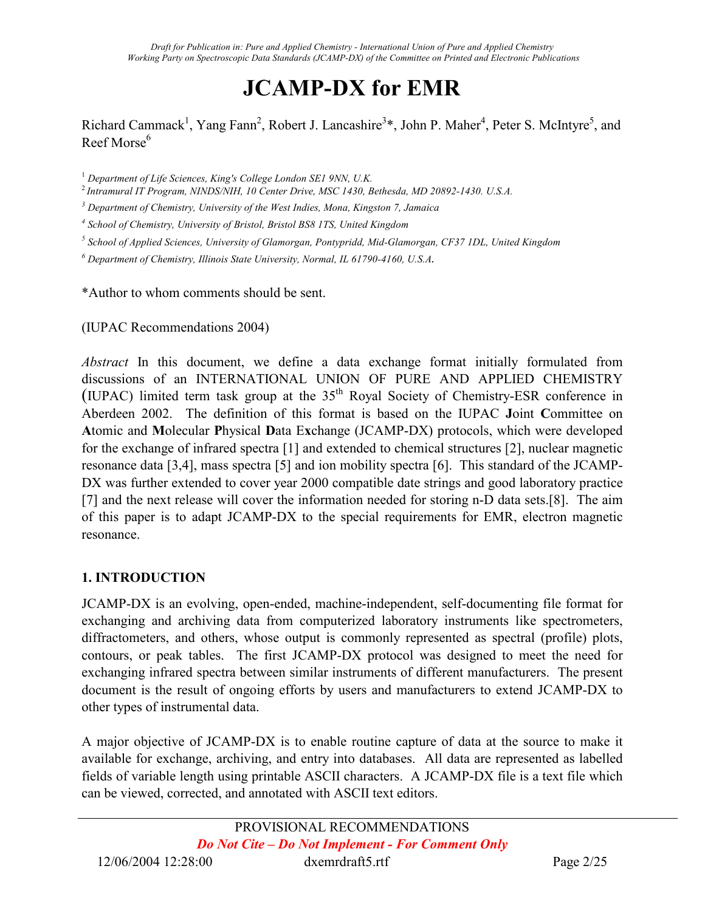*Draft for Publication in: Pure and Applied Chemistry - International Union of Pure and Applied Chemistry*
*Working Party on Spectroscopic Data Standards (JCAMP-DX) of the Committee on Printed and Electronic Publications*

# JCAMP-DX for EMR

Richard Cammack[1], Yang Fann[2], Robert J. Lancashire[3]*, John P. Maher[4], Peter S. McIntyre[5], and Reef Morse[6]

[1] *Department of Life Sciences, King's College London SE1 9NN, U.K.*
[2] *Intramural IT Program, NINDS/NIH, 10 Center Drive, MSC 1430, Bethesda, MD 20892-1430. U.S.A.*
[3] *Department of Chemistry, University of the West Indies, Mona, Kingston 7, Jamaica*
[4] *School of Chemistry, University of Bristol, Bristol BS8 1TS, United Kingdom*
[5] *School of Applied Sciences, University of Glamorgan, Pontypridd, Mid-Glamorgan, CF37 1DL, United Kingdom*
[6] *Department of Chemistry, Illinois State University, Normal, IL 61790-4160, U.S.A.*

*Author to whom comments should be sent.

(IUPAC Recommendations 2004)

*Abstract* In this document, we define a data exchange format initially formulated from discussions of an INTERNATIONAL UNION OF PURE AND APPLIED CHEMISTRY (IUPAC) limited term task group at the 35th Royal Society of Chemistry-ESR conference in Aberdeen 2002. The definition of this format is based on the IUPAC **J**oint **C**ommittee on **A**tomic and **M**olecular **P**hysical **D**ata E**x**change (JCAMP-DX) protocols, which were developed for the exchange of infrared spectra [1] and extended to chemical structures [2], nuclear magnetic resonance data [3,4], mass spectra [5] and ion mobility spectra [6]. This standard of the JCAMP-DX was further extended to cover year 2000 compatible date strings and good laboratory practice [7] and the next release will cover the information needed for storing n-D data sets.[8]. The aim of this paper is to adapt JCAMP-DX to the special requirements for EMR, electron magnetic resonance.

## 1. INTRODUCTION

JCAMP-DX is an evolving, open-ended, machine-independent, self-documenting file format for exchanging and archiving data from computerized laboratory instruments like spectrometers, diffractometers, and others, whose output is commonly represented as spectral (profile) plots, contours, or peak tables. The first JCAMP-DX protocol was designed to meet the need for exchanging infrared spectra between similar instruments of different manufacturers. The present document is the result of ongoing efforts by users and manufacturers to extend JCAMP-DX to other types of instrumental data.

A major objective of JCAMP-DX is to enable routine capture of data at the source to make it available for exchange, archiving, and entry into databases. All data are represented as labelled fields of variable length using printable ASCII characters. A JCAMP-DX file is a text file which can be viewed, corrected, and annotated with ASCII text editors.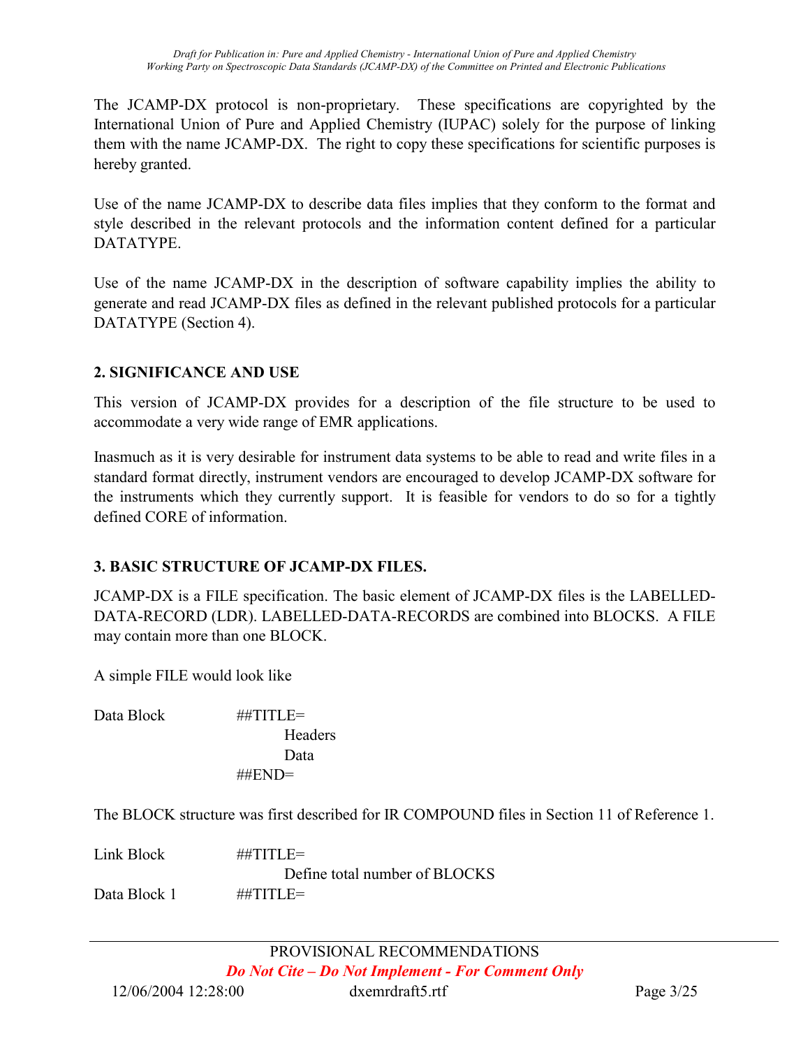The JCAMP-DX protocol is non-proprietary. These specifications are copyrighted by the International Union of Pure and Applied Chemistry (IUPAC) solely for the purpose of linking them with the name JCAMP-DX. The right to copy these specifications for scientific purposes is hereby granted.

Use of the name JCAMP-DX to describe data files implies that they conform to the format and style described in the relevant protocols and the information content defined for a particular DATATYPE.

Use of the name JCAMP-DX in the description of software capability implies the ability to generate and read JCAMP-DX files as defined in the relevant published protocols for a particular DATATYPE (Section 4).

## 2. SIGNIFICANCE AND USE

This version of JCAMP-DX provides for a description of the file structure to be used to accommodate a very wide range of EMR applications.

Inasmuch as it is very desirable for instrument data systems to be able to read and write files in a standard format directly, instrument vendors are encouraged to develop JCAMP-DX software for the instruments which they currently support. It is feasible for vendors to do so for a tightly defined CORE of information.

## 3. BASIC STRUCTURE OF JCAMP-DX FILES.

JCAMP-DX is a FILE specification. The basic element of JCAMP-DX files is the LABELLED-DATA-RECORD (LDR). LABELLED-DATA-RECORDS are combined into BLOCKS. A FILE may contain more than one BLOCK.

A simple FILE would look like

```
Data Block      ##TITLE=
                        Headers
                        Data
                ##END=
```

The BLOCK structure was first described for IR COMPOUND files in Section 11 of Reference 1.

```
Link Block      ##TITLE=
                        Define total number of BLOCKS
Data Block 1    ##TITLE=
```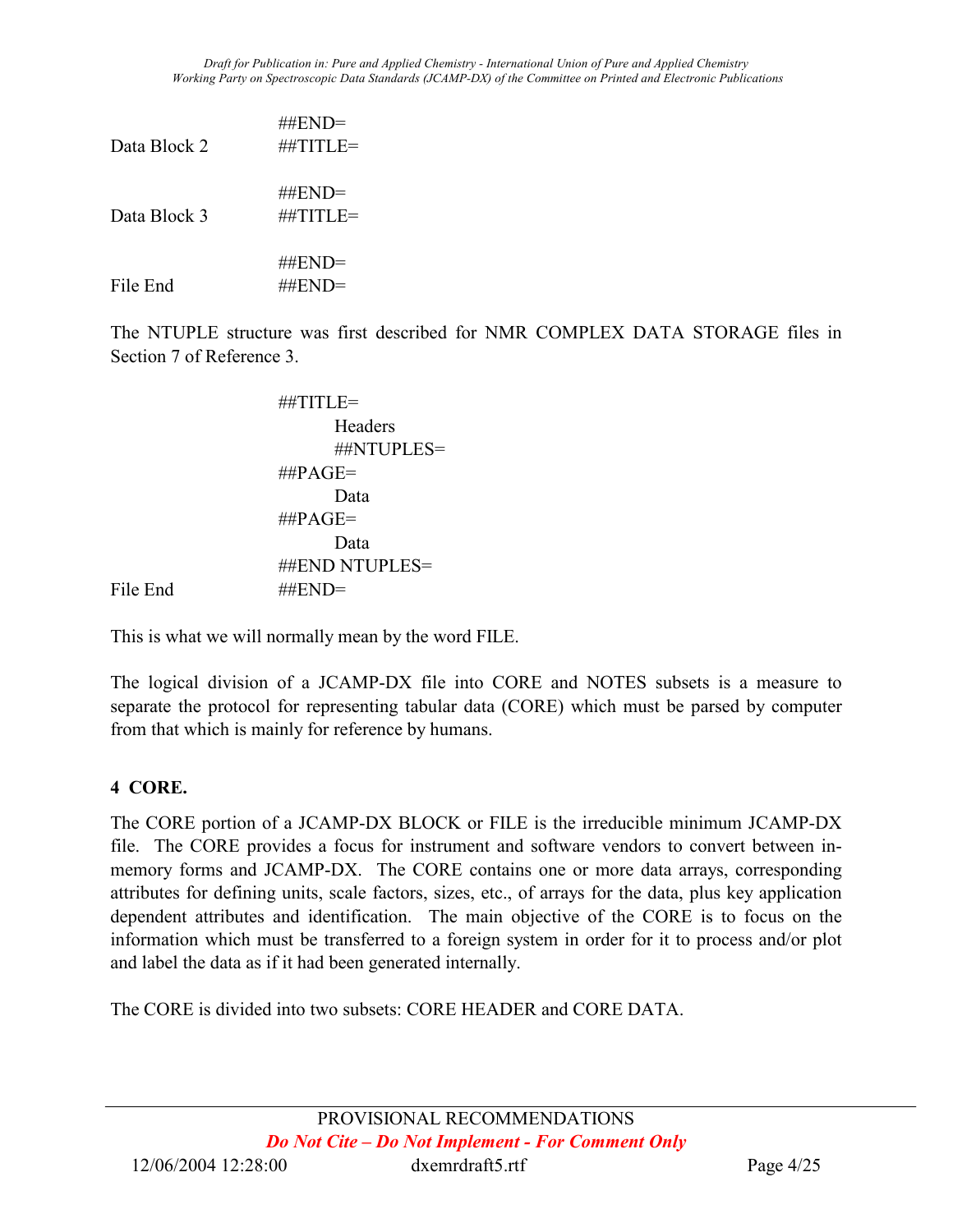```
                ##END=
Data Block 2    ##TITLE=

                ##END=
Data Block 3    ##TITLE=

                ##END=
File End        ##END=
```

The NTUPLE structure was first described for NMR COMPLEX DATA STORAGE files in Section 7 of Reference 3.

```
                ##TITLE=
                        Headers
                        ##NTUPLES=
                ##PAGE=
                        Data
                ##PAGE=
                        Data
                ##END NTUPLES=
File End        ##END=
```

This is what we will normally mean by the word FILE.

The logical division of a JCAMP-DX file into CORE and NOTES subsets is a measure to separate the protocol for representing tabular data (CORE) which must be parsed by computer from that which is mainly for reference by humans.

## 4 CORE.

The CORE portion of a JCAMP-DX BLOCK or FILE is the irreducible minimum JCAMP-DX file. The CORE provides a focus for instrument and software vendors to convert between in-memory forms and JCAMP-DX. The CORE contains one or more data arrays, corresponding attributes for defining units, scale factors, sizes, etc., of arrays for the data, plus key application dependent attributes and identification. The main objective of the CORE is to focus on the information which must be transferred to a foreign system in order for it to process and/or plot and label the data as if it had been generated internally.

The CORE is divided into two subsets: CORE HEADER and CORE DATA.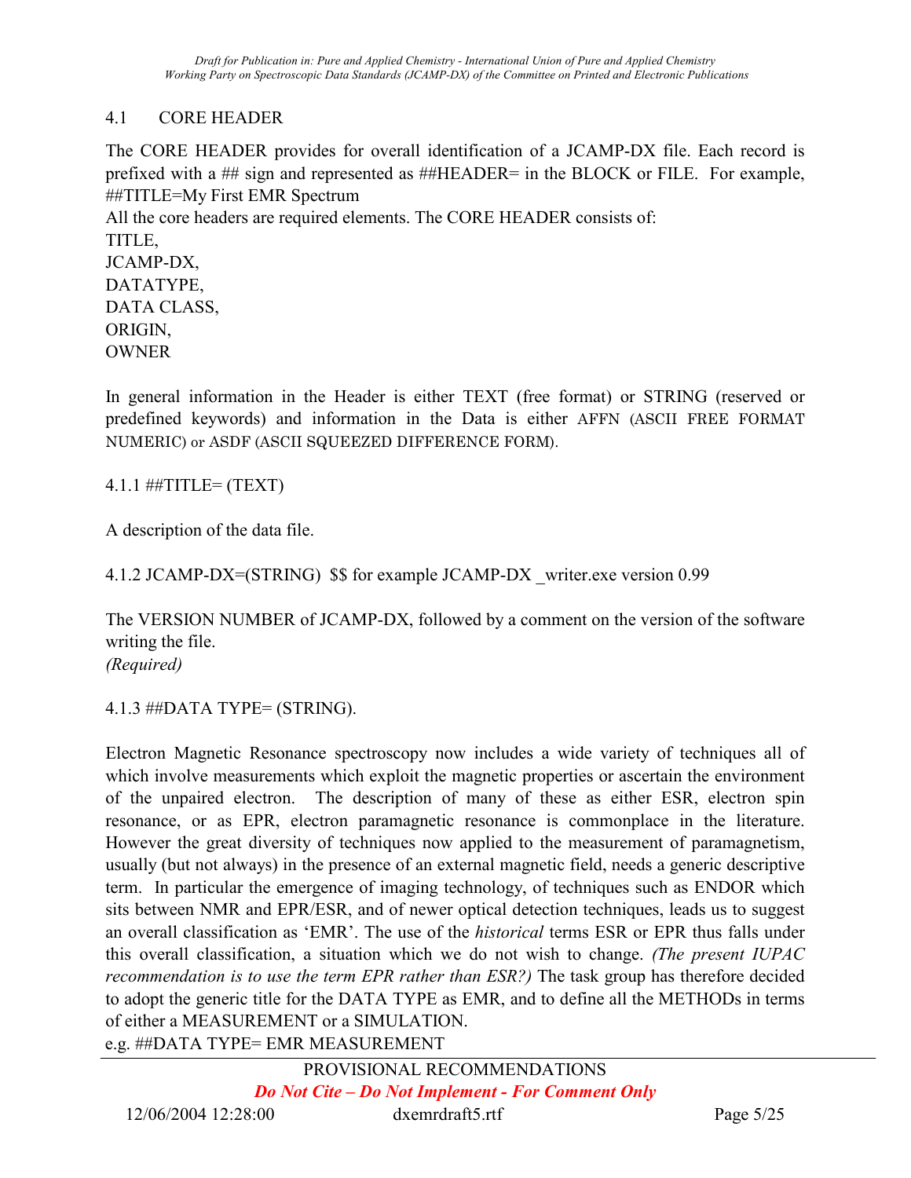## 4.1 CORE HEADER

The CORE HEADER provides for overall identification of a JCAMP-DX file. Each record is prefixed with a ## sign and represented as ##HEADER= in the BLOCK or FILE. For example, ##TITLE=My First EMR Spectrum

All the core headers are required elements. The CORE HEADER consists of:

TITLE,
JCAMP-DX,
DATATYPE,
DATA CLASS,
ORIGIN,
OWNER

In general information in the Header is either TEXT (free format) or STRING (reserved or predefined keywords) and information in the Data is either AFFN (ASCII FREE FORMAT NUMERIC) or ASDF (ASCII SQUEEZED DIFFERENCE FORM).

### 4.1.1 ##TITLE= (TEXT)

A description of the data file.

### 4.1.2 JCAMP-DX=(STRING) $$ for example JCAMP-DX _writer.exe version 0.99

The VERSION NUMBER of JCAMP-DX, followed by a comment on the version of the software writing the file.
*(Required)*

### 4.1.3 ##DATA TYPE= (STRING).

Electron Magnetic Resonance spectroscopy now includes a wide variety of techniques all of which involve measurements which exploit the magnetic properties or ascertain the environment of the unpaired electron. The description of many of these as either ESR, electron spin resonance, or as EPR, electron paramagnetic resonance is commonplace in the literature. However the great diversity of techniques now applied to the measurement of paramagnetism, usually (but not always) in the presence of an external magnetic field, needs a generic descriptive term. In particular the emergence of imaging technology, of techniques such as ENDOR which sits between NMR and EPR/ESR, and of newer optical detection techniques, leads us to suggest an overall classification as 'EMR'. The use of the *historical* terms ESR or EPR thus falls under this overall classification, a situation which we do not wish to change. *(The present IUPAC recommendation is to use the term EPR rather than ESR?)* The task group has therefore decided to adopt the generic title for the DATA TYPE as EMR, and to define all the METHODs in terms of either a MEASUREMENT or a SIMULATION.

e.g. ##DATA TYPE= EMR MEASUREMENT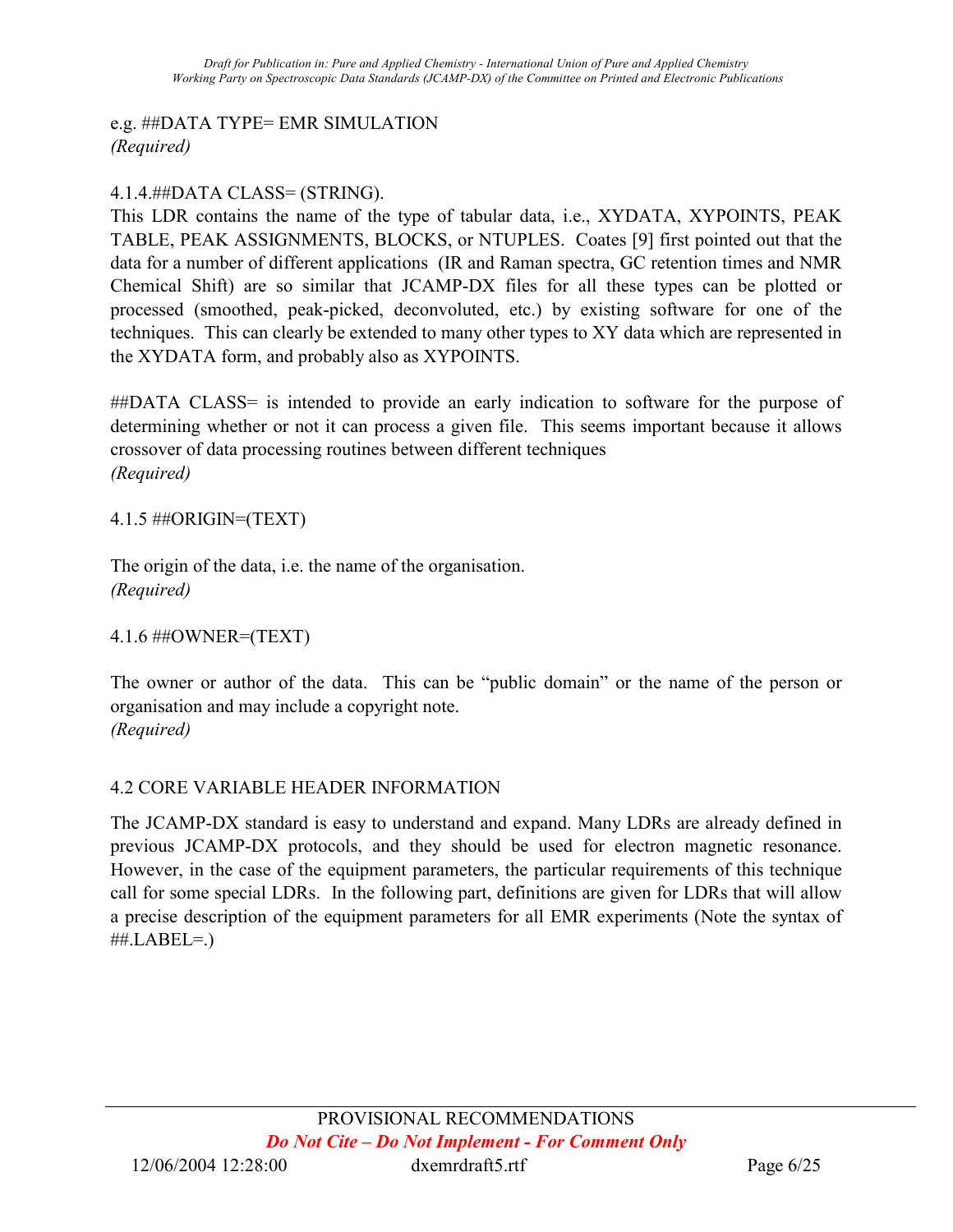e.g. ##DATA TYPE= EMR SIMULATION
*(Required)*

4.1.4.##DATA CLASS= (STRING).

This LDR contains the name of the type of tabular data, i.e., XYDATA, XYPOINTS, PEAK TABLE, PEAK ASSIGNMENTS, BLOCKS, or NTUPLES. Coates [9] first pointed out that the data for a number of different applications (IR and Raman spectra, GC retention times and NMR Chemical Shift) are so similar that JCAMP-DX files for all these types can be plotted or processed (smoothed, peak-picked, deconvoluted, etc.) by existing software for one of the techniques. This can clearly be extended to many other types to XY data which are represented in the XYDATA form, and probably also as XYPOINTS.

##DATA CLASS= is intended to provide an early indication to software for the purpose of determining whether or not it can process a given file. This seems important because it allows crossover of data processing routines between different techniques
*(Required)*

4.1.5 ##ORIGIN=(TEXT)

The origin of the data, i.e. the name of the organisation.
*(Required)*

4.1.6 ##OWNER=(TEXT)

The owner or author of the data. This can be "public domain" or the name of the person or organisation and may include a copyright note.
*(Required)*

4.2 CORE VARIABLE HEADER INFORMATION

The JCAMP-DX standard is easy to understand and expand. Many LDRs are already defined in previous JCAMP-DX protocols, and they should be used for electron magnetic resonance. However, in the case of the equipment parameters, the particular requirements of this technique call for some special LDRs. In the following part, definitions are given for LDRs that will allow a precise description of the equipment parameters for all EMR experiments (Note the syntax of ##.LABEL=.)

PROVISIONAL RECOMMENDATIONS
***Do Not Cite – Do Not Implement - For Comment Only***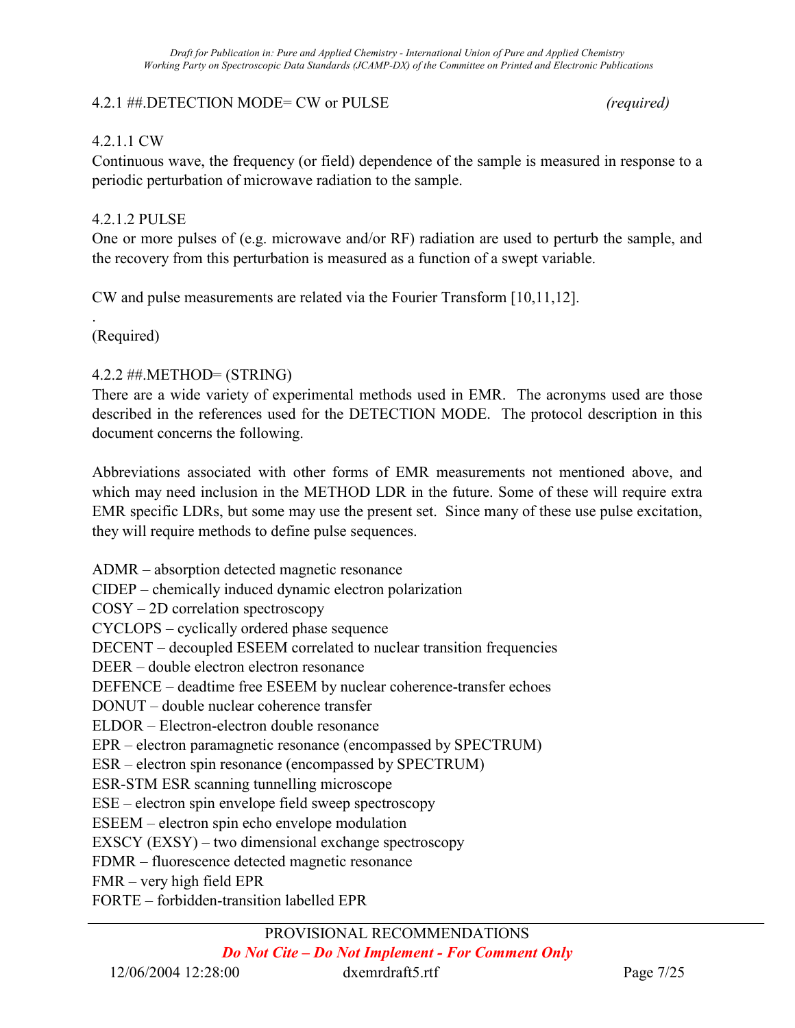### 4.2.1 ##.DETECTION MODE= CW or PULSE *(required)*

#### 4.2.1.1 CW

Continuous wave, the frequency (or field) dependence of the sample is measured in response to a periodic perturbation of microwave radiation to the sample.

#### 4.2.1.2 PULSE

One or more pulses of (e.g. microwave and/or RF) radiation are used to perturb the sample, and the recovery from this perturbation is measured as a function of a swept variable.

CW and pulse measurements are related via the Fourier Transform [10,11,12].

.

(Required)

### 4.2.2 ##.METHOD= (STRING)

There are a wide variety of experimental methods used in EMR. The acronyms used are those described in the references used for the DETECTION MODE. The protocol description in this document concerns the following.

Abbreviations associated with other forms of EMR measurements not mentioned above, and which may need inclusion in the METHOD LDR in the future. Some of these will require extra EMR specific LDRs, but some may use the present set. Since many of these use pulse excitation, they will require methods to define pulse sequences.

ADMR – absorption detected magnetic resonance
CIDEP – chemically induced dynamic electron polarization
COSY – 2D correlation spectroscopy
CYCLOPS – cyclically ordered phase sequence
DECENT – decoupled ESEEM correlated to nuclear transition frequencies
DEER – double electron electron resonance
DEFENCE – deadtime free ESEEM by nuclear coherence-transfer echoes
DONUT – double nuclear coherence transfer
ELDOR – Electron-electron double resonance
EPR – electron paramagnetic resonance (encompassed by SPECTRUM)
ESR – electron spin resonance (encompassed by SPECTRUM)
ESR-STM ESR scanning tunnelling microscope
ESE – electron spin envelope field sweep spectroscopy
ESEEM – electron spin echo envelope modulation
EXSCY (EXSY) – two dimensional exchange spectroscopy
FDMR – fluorescence detected magnetic resonance
FMR – very high field EPR
FORTE – forbidden-transition labelled EPR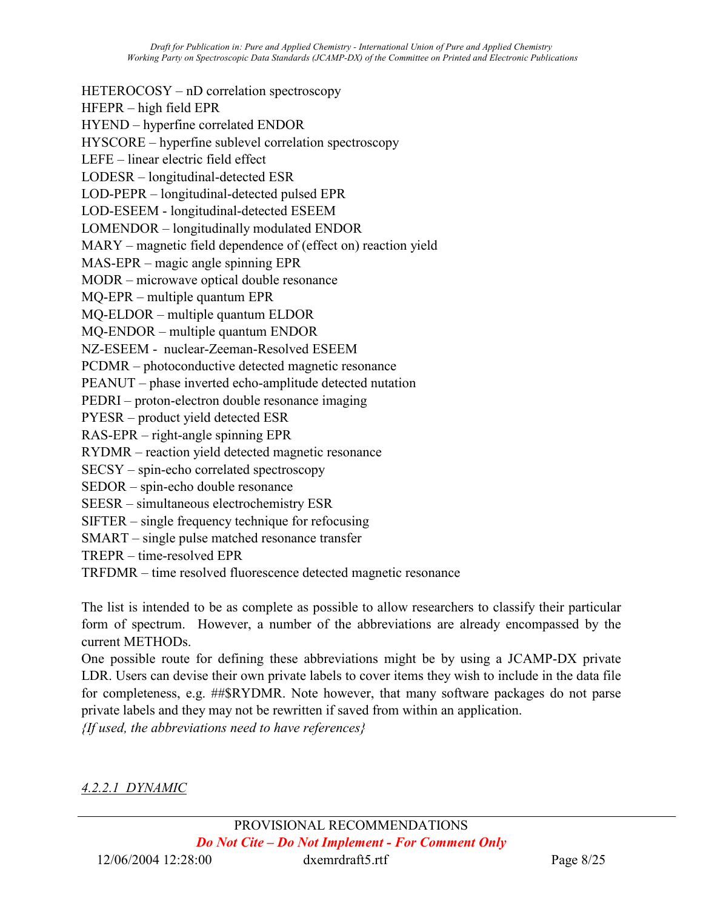HETEROCOSY – nD correlation spectroscopy
HFEPR – high field EPR
HYEND – hyperfine correlated ENDOR
HYSCORE – hyperfine sublevel correlation spectroscopy
LEFE – linear electric field effect
LODESR – longitudinal-detected ESR
LOD-PEPR – longitudinal-detected pulsed EPR
LOD-ESEEM - longitudinal-detected ESEEM
LOMENDOR – longitudinally modulated ENDOR
MARY – magnetic field dependence of (effect on) reaction yield
MAS-EPR – magic angle spinning EPR
MODR – microwave optical double resonance
MQ-EPR – multiple quantum EPR
MQ-ELDOR – multiple quantum ELDOR
MQ-ENDOR – multiple quantum ENDOR
NZ-ESEEM - nuclear-Zeeman-Resolved ESEEM
PCDMR – photoconductive detected magnetic resonance
PEANUT – phase inverted echo-amplitude detected nutation
PEDRI – proton-electron double resonance imaging
PYESR – product yield detected ESR
RAS-EPR – right-angle spinning EPR
RYDMR – reaction yield detected magnetic resonance
SECSY – spin-echo correlated spectroscopy
SEDOR – spin-echo double resonance
SEESR – simultaneous electrochemistry ESR
SIFTER – single frequency technique for refocusing
SMART – single pulse matched resonance transfer
TREPR – time-resolved EPR
TRFDMR – time resolved fluorescence detected magnetic resonance

The list is intended to be as complete as possible to allow researchers to classify their particular form of spectrum. However, a number of the abbreviations are already encompassed by the current METHODs.
One possible route for defining these abbreviations might be by using a JCAMP-DX private LDR. Users can devise their own private labels to cover items they wish to include in the data file for completeness, e.g. ##$RYDMR. Note however, that many software packages do not parse private labels and they may not be rewritten if saved from within an application.
*{If used, the abbreviations need to have references}*

*4.2.2.1 DYNAMIC*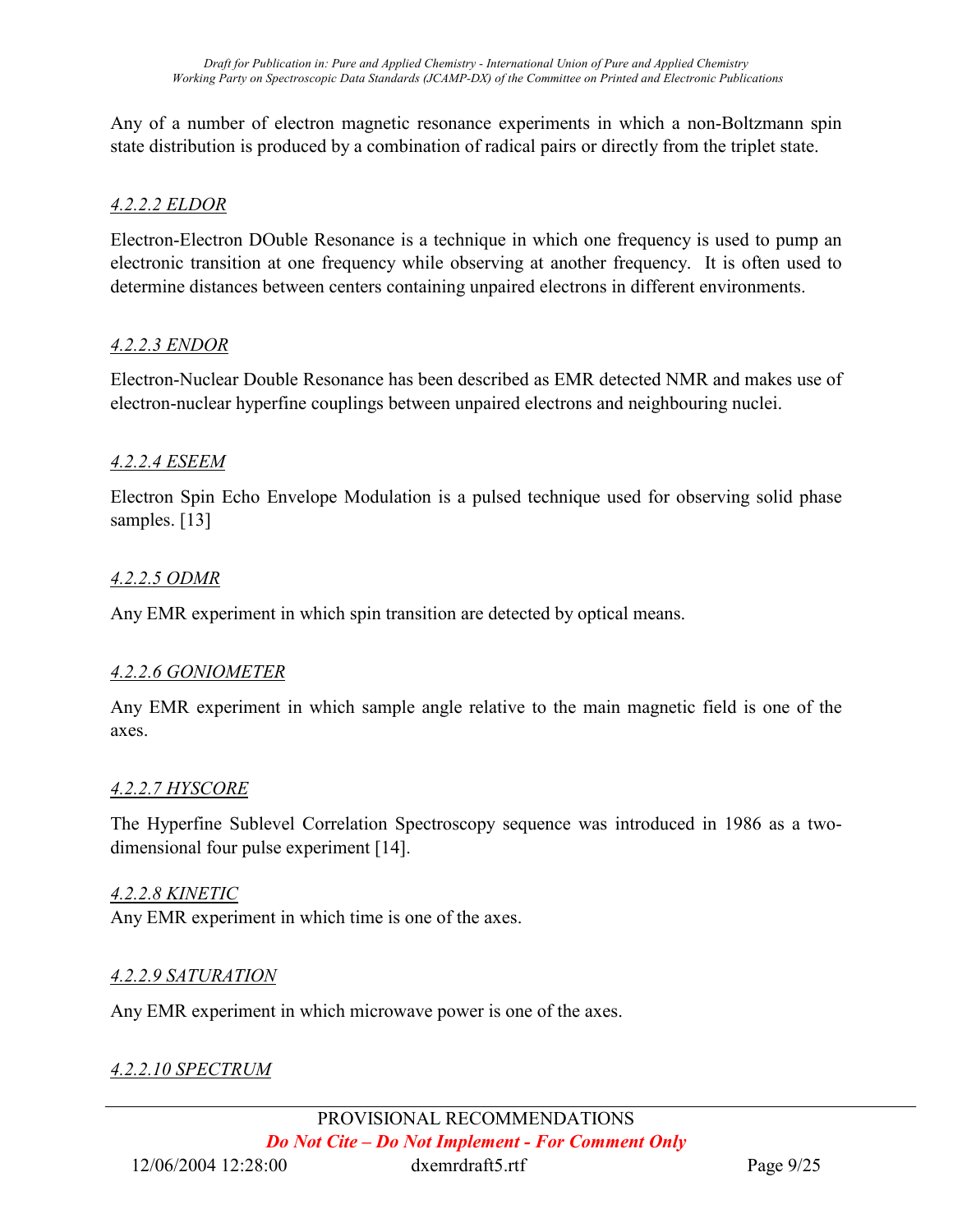Any of a number of electron magnetic resonance experiments in which a non-Boltzmann spin state distribution is produced by a combination of radical pairs or directly from the triplet state.

#### *4.2.2.2 ELDOR*

Electron-Electron DOuble Resonance is a technique in which one frequency is used to pump an electronic transition at one frequency while observing at another frequency. It is often used to determine distances between centers containing unpaired electrons in different environments.

#### *4.2.2.3 ENDOR*

Electron-Nuclear Double Resonance has been described as EMR detected NMR and makes use of electron-nuclear hyperfine couplings between unpaired electrons and neighbouring nuclei.

#### *4.2.2.4 ESEEM*

Electron Spin Echo Envelope Modulation is a pulsed technique used for observing solid phase samples. [13]

#### *4.2.2.5 ODMR*

Any EMR experiment in which spin transition are detected by optical means.

#### *4.2.2.6 GONIOMETER*

Any EMR experiment in which sample angle relative to the main magnetic field is one of the axes.

#### *4.2.2.7 HYSCORE*

The Hyperfine Sublevel Correlation Spectroscopy sequence was introduced in 1986 as a two-dimensional four pulse experiment [14].

#### *4.2.2.8 KINETIC*

Any EMR experiment in which time is one of the axes.

#### *4.2.2.9 SATURATION*

Any EMR experiment in which microwave power is one of the axes.

#### *4.2.2.10 SPECTRUM*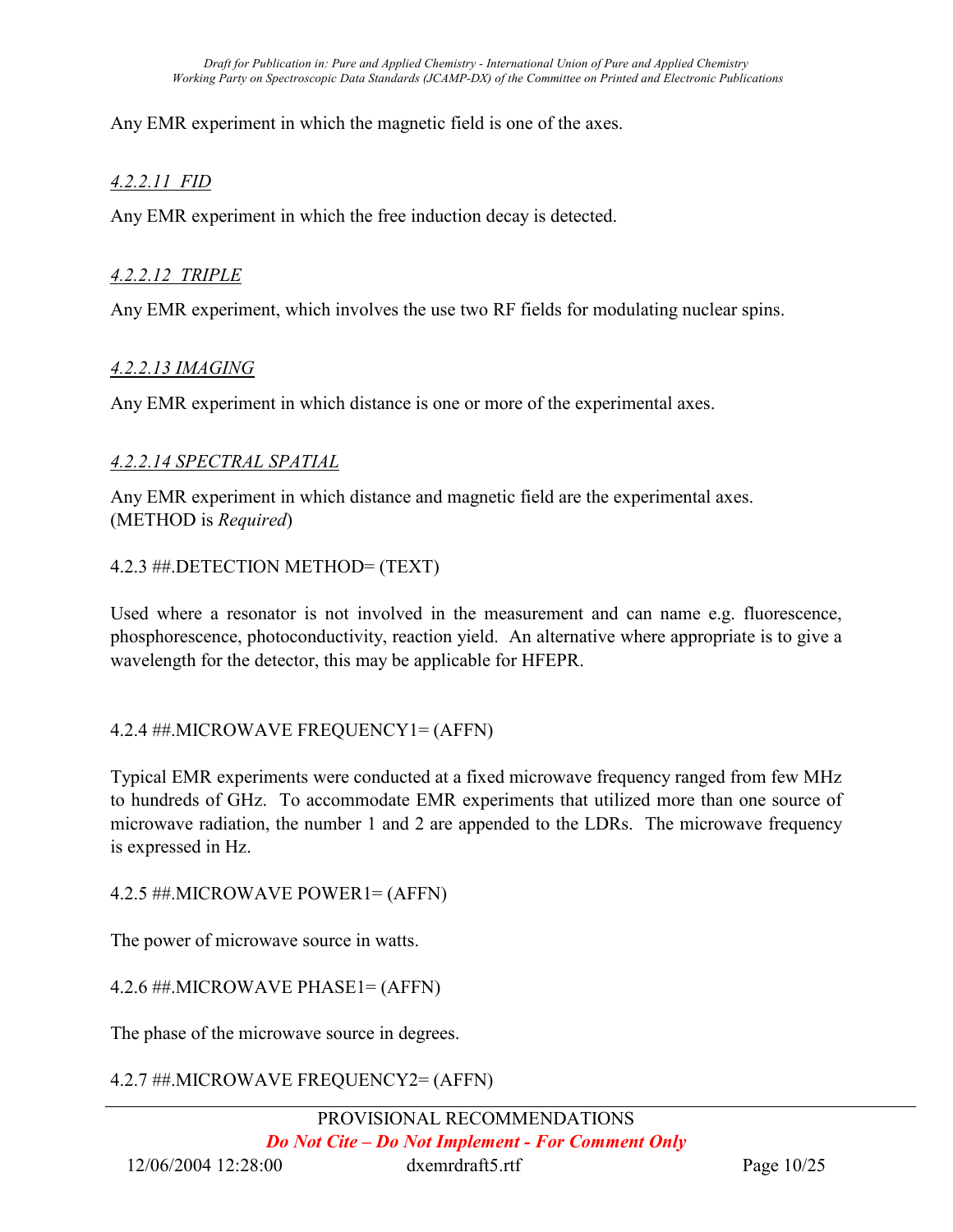Any EMR experiment in which the magnetic field is one of the axes.

#### *4.2.2.11 FID*

Any EMR experiment in which the free induction decay is detected.

#### *4.2.2.12 TRIPLE*

Any EMR experiment, which involves the use two RF fields for modulating nuclear spins.

#### *4.2.2.13 IMAGING*

Any EMR experiment in which distance is one or more of the experimental axes.

#### *4.2.2.14 SPECTRAL SPATIAL*

Any EMR experiment in which distance and magnetic field are the experimental axes.
(METHOD is *Required*)

### 4.2.3 ##.DETECTION METHOD= (TEXT)

Used where a resonator is not involved in the measurement and can name e.g. fluorescence, phosphorescence, photoconductivity, reaction yield. An alternative where appropriate is to give a wavelength for the detector, this may be applicable for HFEPR.

### 4.2.4 ##.MICROWAVE FREQUENCY1= (AFFN)

Typical EMR experiments were conducted at a fixed microwave frequency ranged from few MHz to hundreds of GHz. To accommodate EMR experiments that utilized more than one source of microwave radiation, the number 1 and 2 are appended to the LDRs. The microwave frequency is expressed in Hz.

### 4.2.5 ##.MICROWAVE POWER1= (AFFN)

The power of microwave source in watts.

### 4.2.6 ##.MICROWAVE PHASE1= (AFFN)

The phase of the microwave source in degrees.

### 4.2.7 ##.MICROWAVE FREQUENCY2= (AFFN)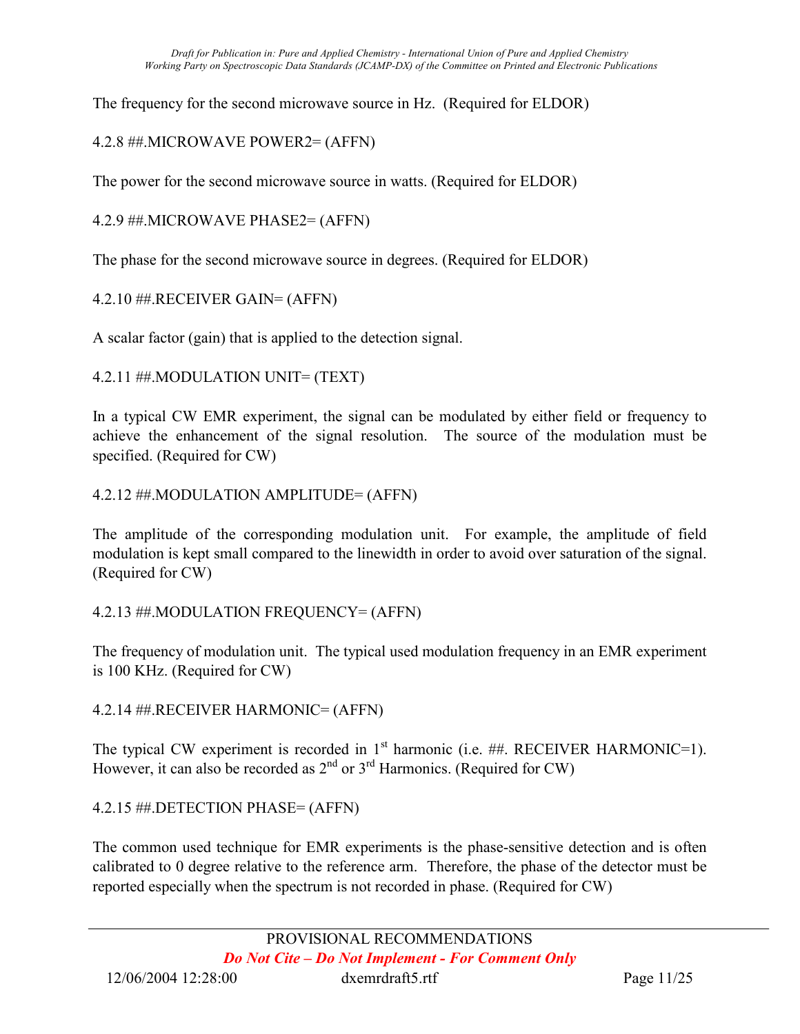The frequency for the second microwave source in Hz. (Required for ELDOR)

4.2.8 ##.MICROWAVE POWER2= (AFFN)

The power for the second microwave source in watts. (Required for ELDOR)

4.2.9 ##.MICROWAVE PHASE2= (AFFN)

The phase for the second microwave source in degrees. (Required for ELDOR)

4.2.10 ##.RECEIVER GAIN= (AFFN)

A scalar factor (gain) that is applied to the detection signal.

4.2.11 ##.MODULATION UNIT= (TEXT)

In a typical CW EMR experiment, the signal can be modulated by either field or frequency to achieve the enhancement of the signal resolution. The source of the modulation must be specified. (Required for CW)

4.2.12 ##.MODULATION AMPLITUDE= (AFFN)

The amplitude of the corresponding modulation unit. For example, the amplitude of field modulation is kept small compared to the linewidth in order to avoid over saturation of the signal. (Required for CW)

4.2.13 ##.MODULATION FREQUENCY= (AFFN)

The frequency of modulation unit. The typical used modulation frequency in an EMR experiment is 100 KHz. (Required for CW)

4.2.14 ##.RECEIVER HARMONIC= (AFFN)

The typical CW experiment is recorded in 1st harmonic (i.e. ##. RECEIVER HARMONIC=1). However, it can also be recorded as 2nd or 3rd Harmonics. (Required for CW)

4.2.15 ##.DETECTION PHASE= (AFFN)

The common used technique for EMR experiments is the phase-sensitive detection and is often calibrated to 0 degree relative to the reference arm. Therefore, the phase of the detector must be reported especially when the spectrum is not recorded in phase. (Required for CW)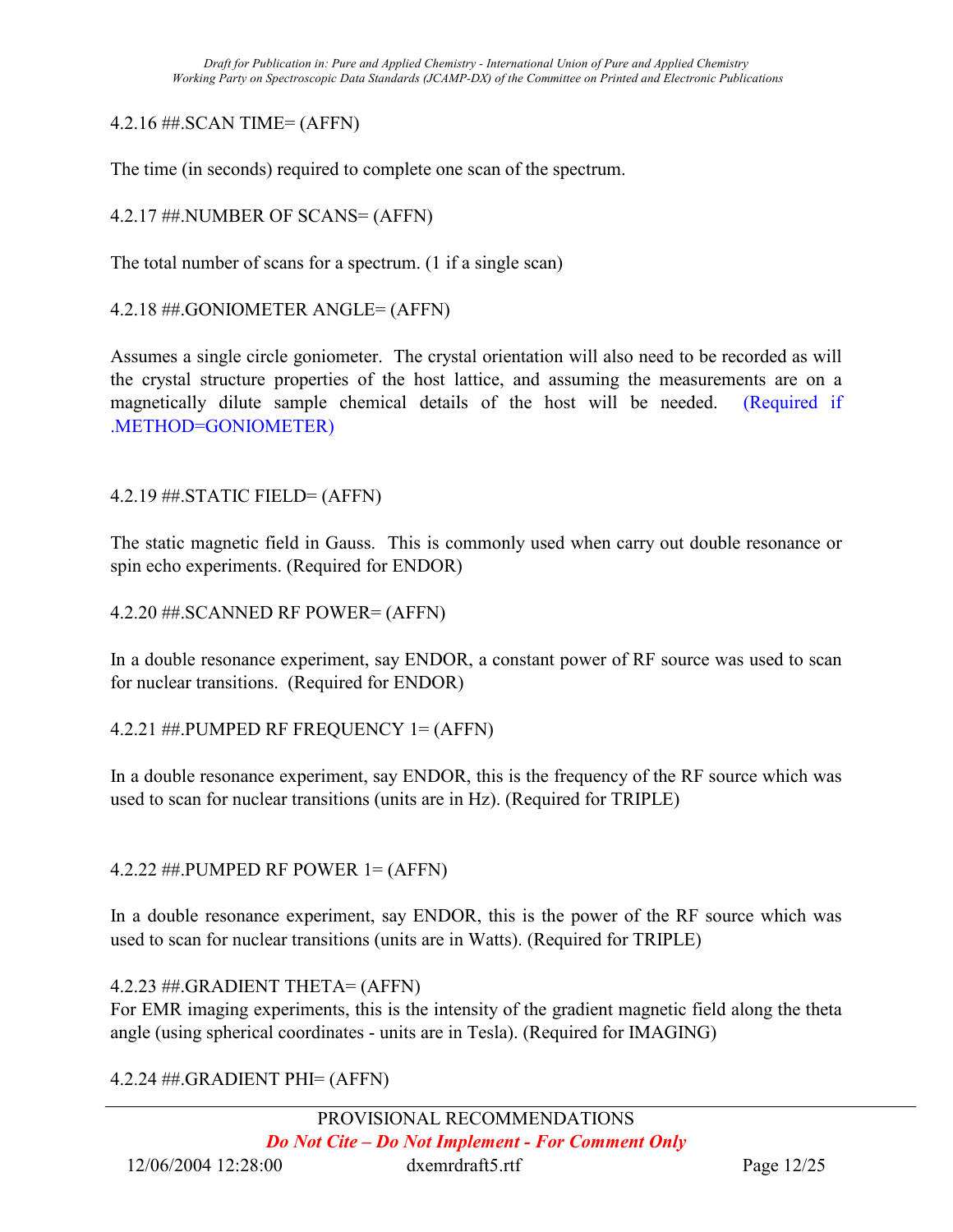4.2.16 ##.SCAN TIME= (AFFN)

The time (in seconds) required to complete one scan of the spectrum.

4.2.17 ##.NUMBER OF SCANS= (AFFN)

The total number of scans for a spectrum. (1 if a single scan)

4.2.18 ##.GONIOMETER ANGLE= (AFFN)

Assumes a single circle goniometer. The crystal orientation will also need to be recorded as will the crystal structure properties of the host lattice, and assuming the measurements are on a magnetically dilute sample chemical details of the host will be needed. (Required if .METHOD=GONIOMETER)

4.2.19 ##.STATIC FIELD= (AFFN)

The static magnetic field in Gauss. This is commonly used when carry out double resonance or spin echo experiments. (Required for ENDOR)

4.2.20 ##.SCANNED RF POWER= (AFFN)

In a double resonance experiment, say ENDOR, a constant power of RF source was used to scan for nuclear transitions. (Required for ENDOR)

4.2.21 ##.PUMPED RF FREQUENCY 1= (AFFN)

In a double resonance experiment, say ENDOR, this is the frequency of the RF source which was used to scan for nuclear transitions (units are in Hz). (Required for TRIPLE)

4.2.22 ##.PUMPED RF POWER 1= (AFFN)

In a double resonance experiment, say ENDOR, this is the power of the RF source which was used to scan for nuclear transitions (units are in Watts). (Required for TRIPLE)

4.2.23 ##.GRADIENT THETA= (AFFN)

For EMR imaging experiments, this is the intensity of the gradient magnetic field along the theta angle (using spherical coordinates - units are in Tesla). (Required for IMAGING)

4.2.24 ##.GRADIENT PHI= (AFFN)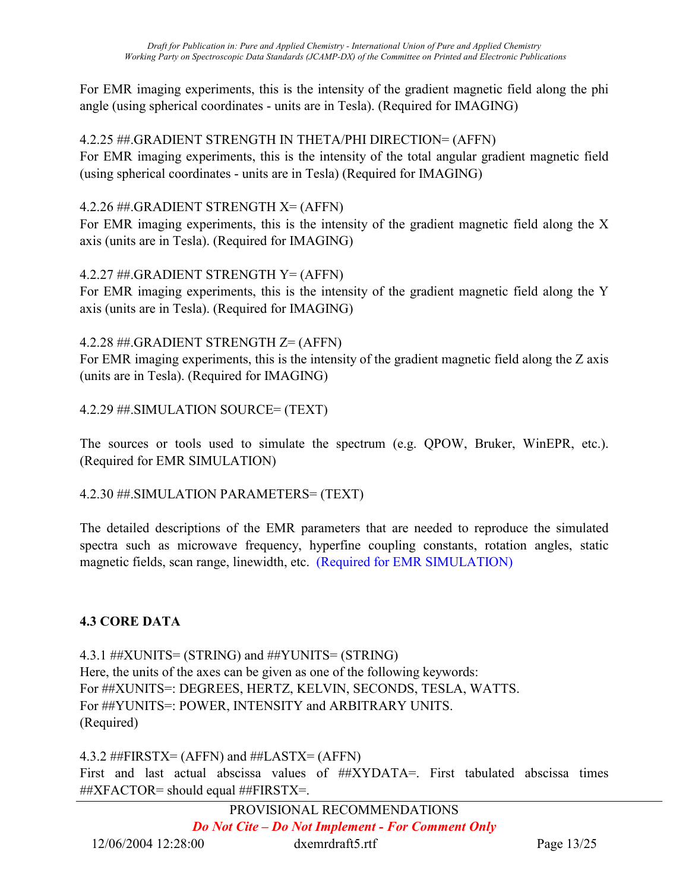For EMR imaging experiments, this is the intensity of the gradient magnetic field along the phi angle (using spherical coordinates - units are in Tesla). (Required for IMAGING)

4.2.25 ##.GRADIENT STRENGTH IN THETA/PHI DIRECTION= (AFFN)
For EMR imaging experiments, this is the intensity of the total angular gradient magnetic field (using spherical coordinates - units are in Tesla) (Required for IMAGING)

4.2.26 ##.GRADIENT STRENGTH X= (AFFN)
For EMR imaging experiments, this is the intensity of the gradient magnetic field along the X axis (units are in Tesla). (Required for IMAGING)

4.2.27 ##.GRADIENT STRENGTH Y= (AFFN)
For EMR imaging experiments, this is the intensity of the gradient magnetic field along the Y axis (units are in Tesla). (Required for IMAGING)

4.2.28 ##.GRADIENT STRENGTH Z= (AFFN)
For EMR imaging experiments, this is the intensity of the gradient magnetic field along the Z axis (units are in Tesla). (Required for IMAGING)

4.2.29 ##.SIMULATION SOURCE= (TEXT)

The sources or tools used to simulate the spectrum (e.g. QPOW, Bruker, WinEPR, etc.). (Required for EMR SIMULATION)

4.2.30 ##.SIMULATION PARAMETERS= (TEXT)

The detailed descriptions of the EMR parameters that are needed to reproduce the simulated spectra such as microwave frequency, hyperfine coupling constants, rotation angles, static magnetic fields, scan range, linewidth, etc. (Required for EMR SIMULATION)

### 4.3 CORE DATA

4.3.1 ##XUNITS= (STRING) and ##YUNITS= (STRING)
Here, the units of the axes can be given as one of the following keywords:
For ##XUNITS=: DEGREES, HERTZ, KELVIN, SECONDS, TESLA, WATTS.
For ##YUNITS=: POWER, INTENSITY and ARBITRARY UNITS.
(Required)

4.3.2 ##FIRSTX= (AFFN) and ##LASTX= (AFFN)
First and last actual abscissa values of ##XYDATA=. First tabulated abscissa times ##XFACTOR= should equal ##FIRSTX=.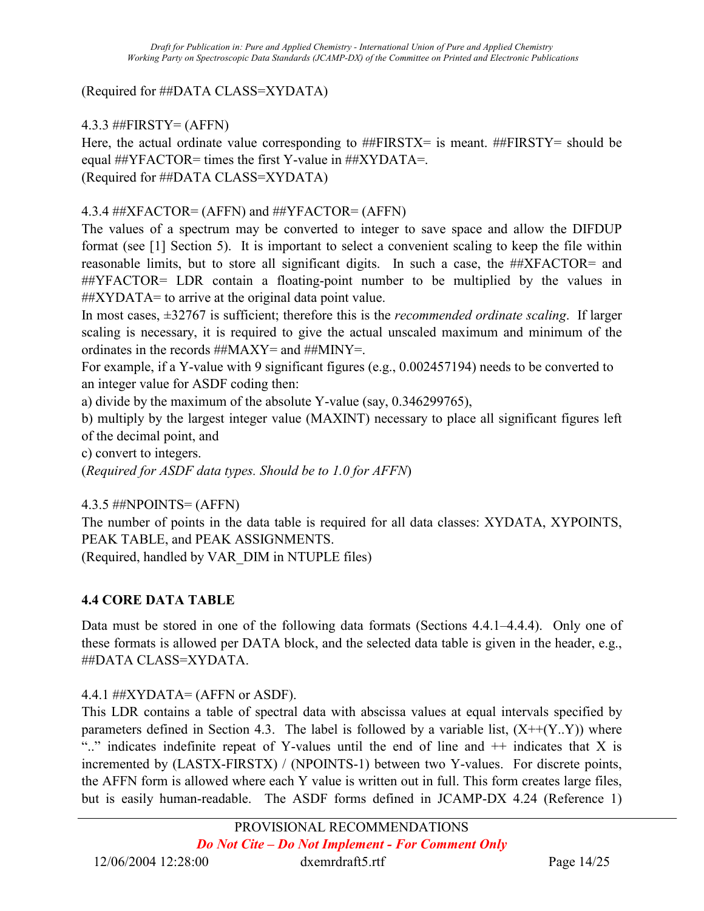(Required for ##DATA CLASS=XYDATA)

4.3.3 ##FIRSTY= (AFFN)

Here, the actual ordinate value corresponding to ##FIRSTX= is meant. ##FIRSTY= should be equal ##YFACTOR= times the first Y-value in ##XYDATA=.
(Required for ##DATA CLASS=XYDATA)

4.3.4 ##XFACTOR= (AFFN) and ##YFACTOR= (AFFN)

The values of a spectrum may be converted to integer to save space and allow the DIFDUP format (see [1] Section 5). It is important to select a convenient scaling to keep the file within reasonable limits, but to store all significant digits. In such a case, the ##XFACTOR= and ##YFACTOR= LDR contain a floating-point number to be multiplied by the values in ##XYDATA= to arrive at the original data point value.

In most cases, ±32767 is sufficient; therefore this is the *recommended ordinate scaling*. If larger scaling is necessary, it is required to give the actual unscaled maximum and minimum of the ordinates in the records ##MAXY= and ##MINY=.

For example, if a Y-value with 9 significant figures (e.g., 0.002457194) needs to be converted to an integer value for ASDF coding then:

a) divide by the maximum of the absolute Y-value (say, 0.346299765),

b) multiply by the largest integer value (MAXINT) necessary to place all significant figures left of the decimal point, and

c) convert to integers.

(*Required for ASDF data types. Should be to 1.0 for AFFN*)

4.3.5 ##NPOINTS= (AFFN)

The number of points in the data table is required for all data classes: XYDATA, XYPOINTS, PEAK TABLE, and PEAK ASSIGNMENTS.
(Required, handled by VAR_DIM in NTUPLE files)

## 4.4 CORE DATA TABLE

Data must be stored in one of the following data formats (Sections 4.4.1–4.4.4). Only one of these formats is allowed per DATA block, and the selected data table is given in the header, e.g., ##DATA CLASS=XYDATA.

4.4.1 ##XYDATA= (AFFN or ASDF).

This LDR contains a table of spectral data with abscissa values at equal intervals specified by parameters defined in Section 4.3. The label is followed by a variable list, (X++(Y..Y)) where ".." indicates indefinite repeat of Y-values until the end of line and ++ indicates that X is incremented by (LASTX-FIRSTX) / (NPOINTS-1) between two Y-values. For discrete points, the AFFN form is allowed where each Y value is written out in full. This form creates large files, but is easily human-readable. The ASDF forms defined in JCAMP-DX 4.24 (Reference 1)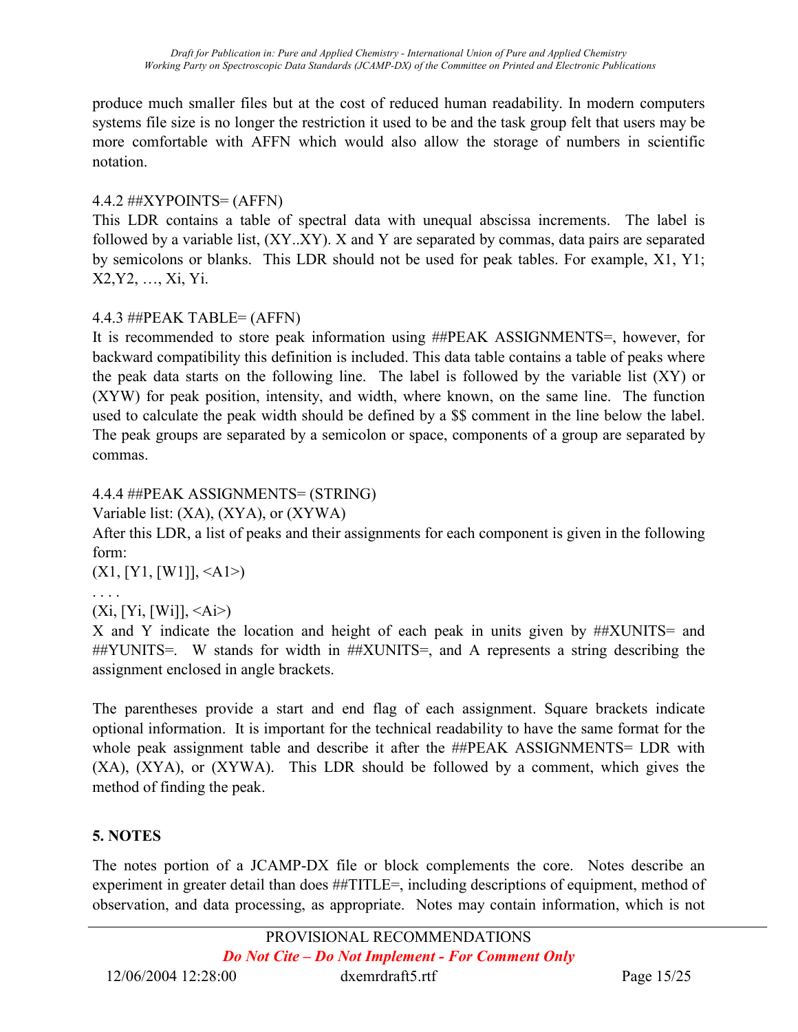produce much smaller files but at the cost of reduced human readability. In modern computers systems file size is no longer the restriction it used to be and the task group felt that users may be more comfortable with AFFN which would also allow the storage of numbers in scientific notation.

4.4.2 ##XYPOINTS= (AFFN)

This LDR contains a table of spectral data with unequal abscissa increments. The label is followed by a variable list, (XY..XY). X and Y are separated by commas, data pairs are separated by semicolons or blanks. This LDR should not be used for peak tables. For example, X1, Y1; X2,Y2, …, Xi, Yi.

4.4.3 ##PEAK TABLE= (AFFN)

It is recommended to store peak information using ##PEAK ASSIGNMENTS=, however, for backward compatibility this definition is included. This data table contains a table of peaks where the peak data starts on the following line. The label is followed by the variable list (XY) or (XYW) for peak position, intensity, and width, where known, on the same line. The function used to calculate the peak width should be defined by a $$ comment in the line below the label. The peak groups are separated by a semicolon or space, components of a group are separated by commas.

4.4.4 ##PEAK ASSIGNMENTS= (STRING)

Variable list: (XA), (XYA), or (XYWA)

After this LDR, a list of peaks and their assignments for each component is given in the following form:

(X1, [Y1, [W1]], <A1>)

. . . .

(Xi, [Yi, [Wi]], <Ai>)

X and Y indicate the location and height of each peak in units given by ##XUNITS= and ##YUNITS=. W stands for width in ##XUNITS=, and A represents a string describing the assignment enclosed in angle brackets.

The parentheses provide a start and end flag of each assignment. Square brackets indicate optional information. It is important for the technical readability to have the same format for the whole peak assignment table and describe it after the ##PEAK ASSIGNMENTS= LDR with (XA), (XYA), or (XYWA). This LDR should be followed by a comment, which gives the method of finding the peak.

## 5. NOTES

The notes portion of a JCAMP-DX file or block complements the core. Notes describe an experiment in greater detail than does ##TITLE=, including descriptions of equipment, method of observation, and data processing, as appropriate. Notes may contain information, which is not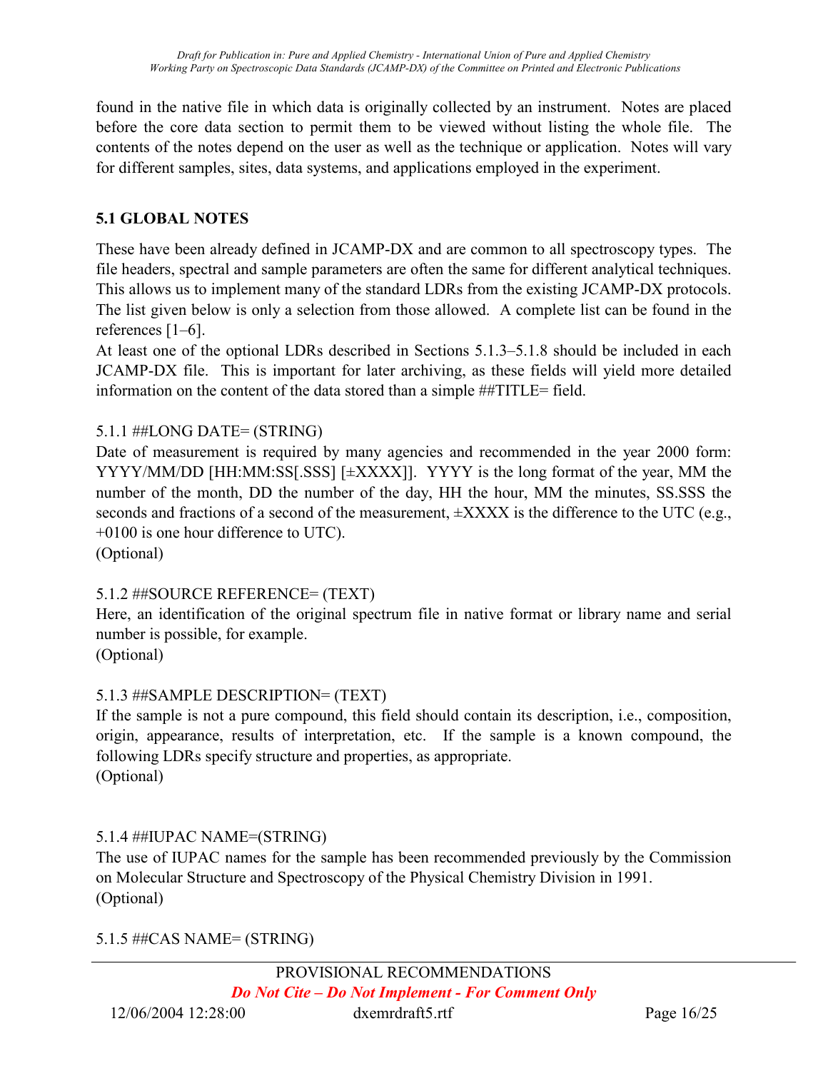found in the native file in which data is originally collected by an instrument. Notes are placed before the core data section to permit them to be viewed without listing the whole file. The contents of the notes depend on the user as well as the technique or application. Notes will vary for different samples, sites, data systems, and applications employed in the experiment.

## 5.1 GLOBAL NOTES

These have been already defined in JCAMP-DX and are common to all spectroscopy types. The file headers, spectral and sample parameters are often the same for different analytical techniques. This allows us to implement many of the standard LDRs from the existing JCAMP-DX protocols. The list given below is only a selection from those allowed. A complete list can be found in the references [1–6].

At least one of the optional LDRs described in Sections 5.1.3–5.1.8 should be included in each JCAMP-DX file. This is important for later archiving, as these fields will yield more detailed information on the content of the data stored than a simple ##TITLE= field.

5.1.1 ##LONG DATE= (STRING)

Date of measurement is required by many agencies and recommended in the year 2000 form: YYYY/MM/DD [HH:MM:SS[.SSS] [±XXXX]]. YYYY is the long format of the year, MM the number of the month, DD the number of the day, HH the hour, MM the minutes, SS.SSS the seconds and fractions of a second of the measurement, ±XXXX is the difference to the UTC (e.g., +0100 is one hour difference to UTC).
(Optional)

5.1.2 ##SOURCE REFERENCE= (TEXT)

Here, an identification of the original spectrum file in native format or library name and serial number is possible, for example.
(Optional)

5.1.3 ##SAMPLE DESCRIPTION= (TEXT)

If the sample is not a pure compound, this field should contain its description, i.e., composition, origin, appearance, results of interpretation, etc. If the sample is a known compound, the following LDRs specify structure and properties, as appropriate.
(Optional)

5.1.4 ##IUPAC NAME=(STRING)

The use of IUPAC names for the sample has been recommended previously by the Commission on Molecular Structure and Spectroscopy of the Physical Chemistry Division in 1991.
(Optional)

5.1.5 ##CAS NAME= (STRING)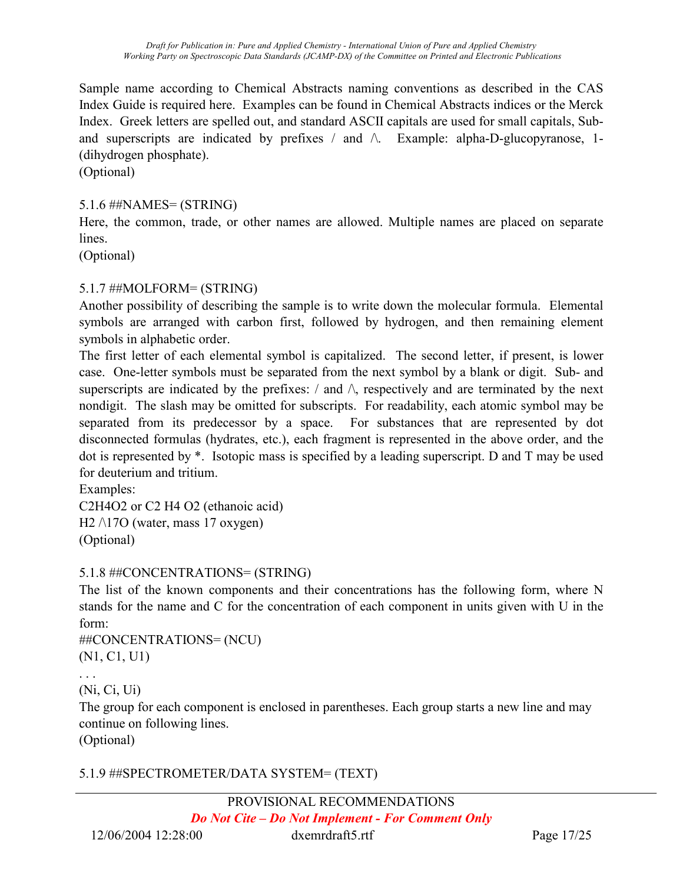Sample name according to Chemical Abstracts naming conventions as described in the CAS Index Guide is required here. Examples can be found in Chemical Abstracts indices or the Merck Index. Greek letters are spelled out, and standard ASCII capitals are used for small capitals, Sub- and superscripts are indicated by prefixes / and \. Example: alpha-D-glucopyranose, 1-(dihydrogen phosphate).

(Optional)

5.1.6 ##NAMES= (STRING)

Here, the common, trade, or other names are allowed. Multiple names are placed on separate lines.

(Optional)

5.1.7 ##MOLFORM= (STRING)

Another possibility of describing the sample is to write down the molecular formula. Elemental symbols are arranged with carbon first, followed by hydrogen, and then remaining element symbols in alphabetic order.

The first letter of each elemental symbol is capitalized. The second letter, if present, is lower case. One-letter symbols must be separated from the next symbol by a blank or digit. Sub- and superscripts are indicated by the prefixes: / and \, respectively and are terminated by the next nondigit. The slash may be omitted for subscripts. For readability, each atomic symbol may be separated from its predecessor by a space. For substances that are represented by dot disconnected formulas (hydrates, etc.), each fragment is represented in the above order, and the dot is represented by *. Isotopic mass is specified by a leading superscript. D and T may be used for deuterium and tritium.

Examples:

C2H4O2 or C2 H4 O2 (ethanoic acid)

H2 /\17O (water, mass 17 oxygen)

(Optional)

5.1.8 ##CONCENTRATIONS= (STRING)

The list of the known components and their concentrations has the following form, where N stands for the name and C for the concentration of each component in units given with U in the form:

```
##CONCENTRATIONS= (NCU)
(N1, C1, U1)
. . .
(Ni, Ci, Ui)
```

The group for each component is enclosed in parentheses. Each group starts a new line and may continue on following lines.

(Optional)

5.1.9 ##SPECTROMETER/DATA SYSTEM= (TEXT)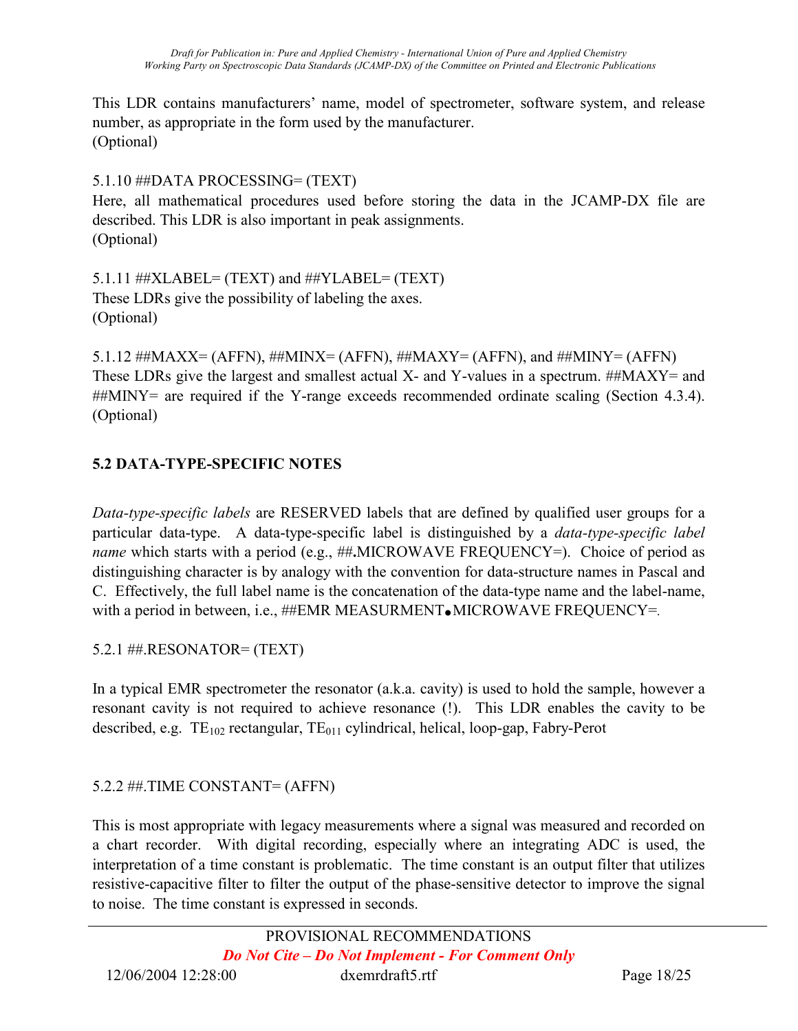This LDR contains manufacturers' name, model of spectrometer, software system, and release number, as appropriate in the form used by the manufacturer.
(Optional)

5.1.10 ##DATA PROCESSING= (TEXT)
Here, all mathematical procedures used before storing the data in the JCAMP-DX file are described. This LDR is also important in peak assignments.
(Optional)

5.1.11 ##XLABEL= (TEXT) and ##YLABEL= (TEXT)
These LDRs give the possibility of labeling the axes.
(Optional)

5.1.12 ##MAXX= (AFFN), ##MINX= (AFFN), ##MAXY= (AFFN), and ##MINY= (AFFN)
These LDRs give the largest and smallest actual X- and Y-values in a spectrum. ##MAXY= and ##MINY= are required if the Y-range exceeds recommended ordinate scaling (Section 4.3.4).
(Optional)

## 5.2 DATA-TYPE-SPECIFIC NOTES

*Data-type-specific labels* are RESERVED labels that are defined by qualified user groups for a particular data-type. A data-type-specific label is distinguished by a *data-type-specific label name* which starts with a period (e.g., ##**.**MICROWAVE FREQUENCY=). Choice of period as distinguishing character is by analogy with the convention for data-structure names in Pascal and C. Effectively, the full label name is the concatenation of the data-type name and the label-name, with a period in between, i.e., ##EMR MEASURMENT●MICROWAVE FREQUENCY=.

5.2.1 ##.RESONATOR= (TEXT)

In a typical EMR spectrometer the resonator (a.k.a. cavity) is used to hold the sample, however a resonant cavity is not required to achieve resonance (!). This LDR enables the cavity to be described, e.g. $TE_{102}$ rectangular, $TE_{011}$ cylindrical, helical, loop-gap, Fabry-Perot

5.2.2 ##.TIME CONSTANT= (AFFN)

This is most appropriate with legacy measurements where a signal was measured and recorded on a chart recorder. With digital recording, especially where an integrating ADC is used, the interpretation of a time constant is problematic. The time constant is an output filter that utilizes resistive-capacitive filter to filter the output of the phase-sensitive detector to improve the signal to noise. The time constant is expressed in seconds.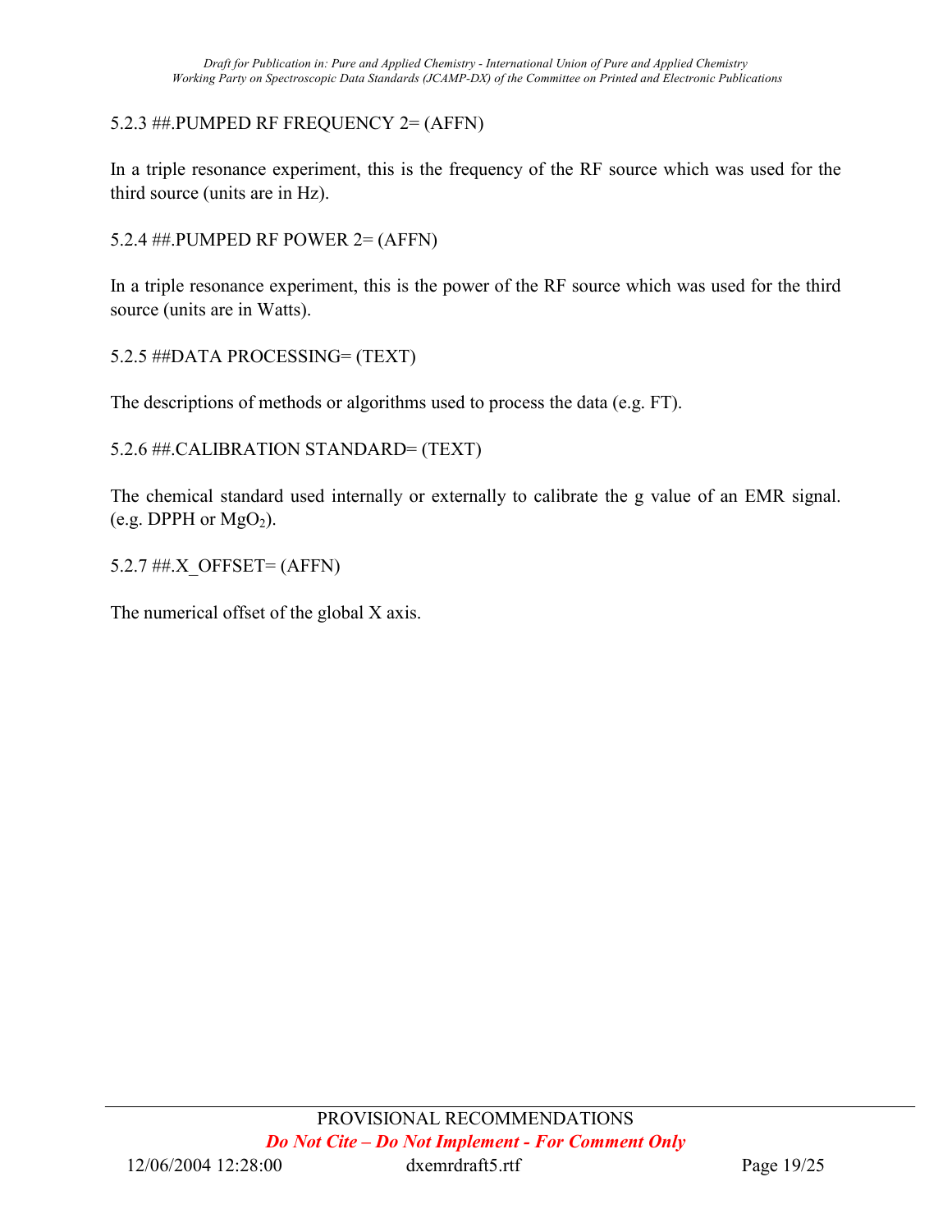### 5.2.3 ##.PUMPED RF FREQUENCY 2= (AFFN)

In a triple resonance experiment, this is the frequency of the RF source which was used for the third source (units are in Hz).

### 5.2.4 ##.PUMPED RF POWER 2= (AFFN)

In a triple resonance experiment, this is the power of the RF source which was used for the third source (units are in Watts).

### 5.2.5 ##DATA PROCESSING= (TEXT)

The descriptions of methods or algorithms used to process the data (e.g. FT).

### 5.2.6 ##.CALIBRATION STANDARD= (TEXT)

The chemical standard used internally or externally to calibrate the g value of an EMR signal. (e.g. DPPH or $MgO_2$).

### 5.2.7 ##.X_OFFSET= (AFFN)

The numerical offset of the global X axis.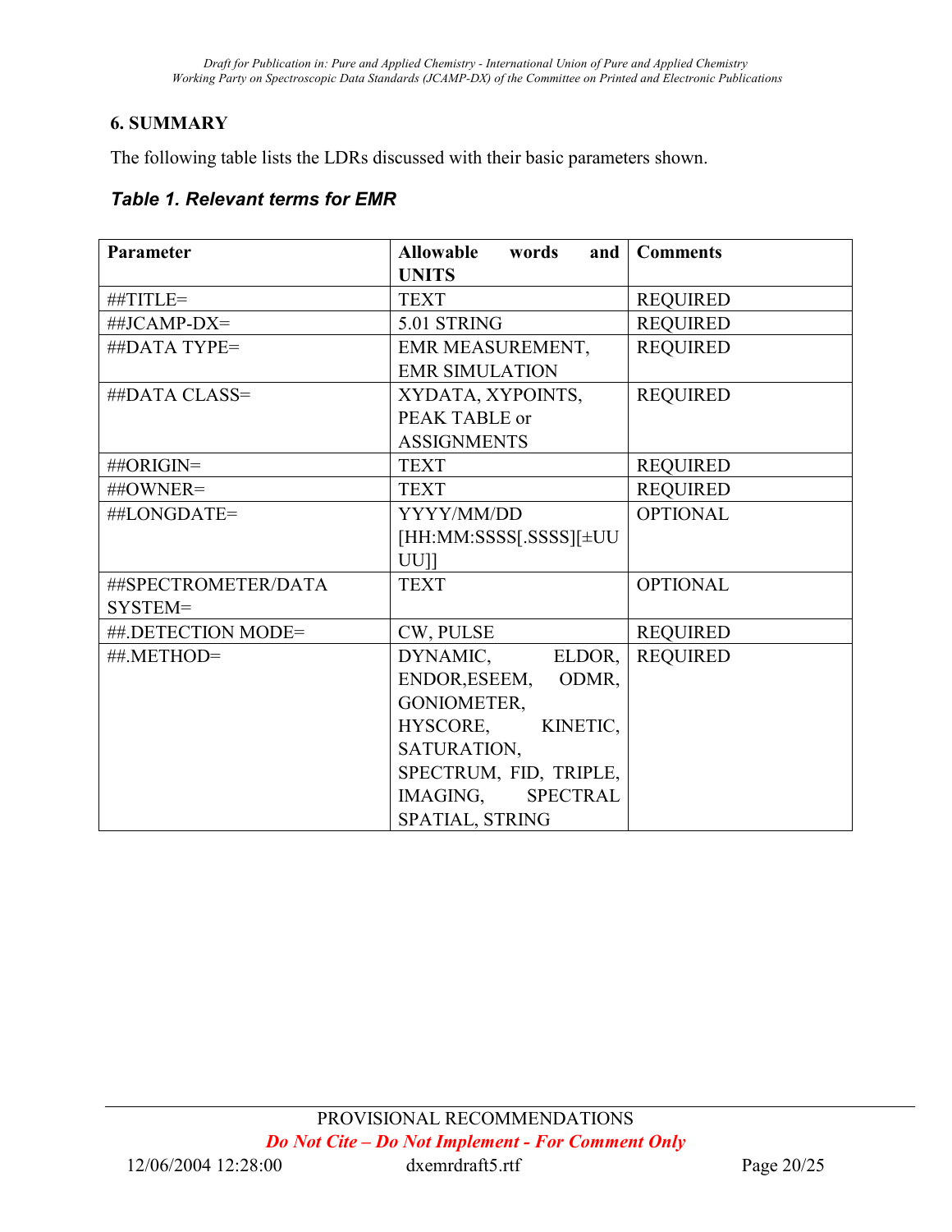## 6. SUMMARY

The following table lists the LDRs discussed with their basic parameters shown.

***Table 1. Relevant terms for EMR***

| Parameter | Allowable words and UNITS | Comments |
|---|---|---|
| ##TITLE= | TEXT | REQUIRED |
| ##JCAMP-DX= | 5.01 STRING | REQUIRED |
| ##DATA TYPE= | EMR MEASUREMENT, EMR SIMULATION | REQUIRED |
| ##DATA CLASS= | XYDATA, XYPOINTS, PEAK TABLE or ASSIGNMENTS | REQUIRED |
| ##ORIGIN= | TEXT | REQUIRED |
| ##OWNER= | TEXT | REQUIRED |
| ##LONGDATE= | YYYY/MM/DD [HH:MM:SSSS[.SSSS][±UUUU]] | OPTIONAL |
| ##SPECTROMETER/DATA SYSTEM= | TEXT | OPTIONAL |
| ##.DETECTION MODE= | CW, PULSE | REQUIRED |
| ##.METHOD= | DYNAMIC, ELDOR, ENDOR,ESEEM, ODMR, GONIOMETER, HYSCORE, KINETIC, SATURATION, SPECTRUM, FID, TRIPLE, IMAGING, SPECTRAL SPATIAL, STRING | REQUIRED |

PROVISIONAL RECOMMENDATIONS

***Do Not Cite – Do Not Implement - For Comment Only***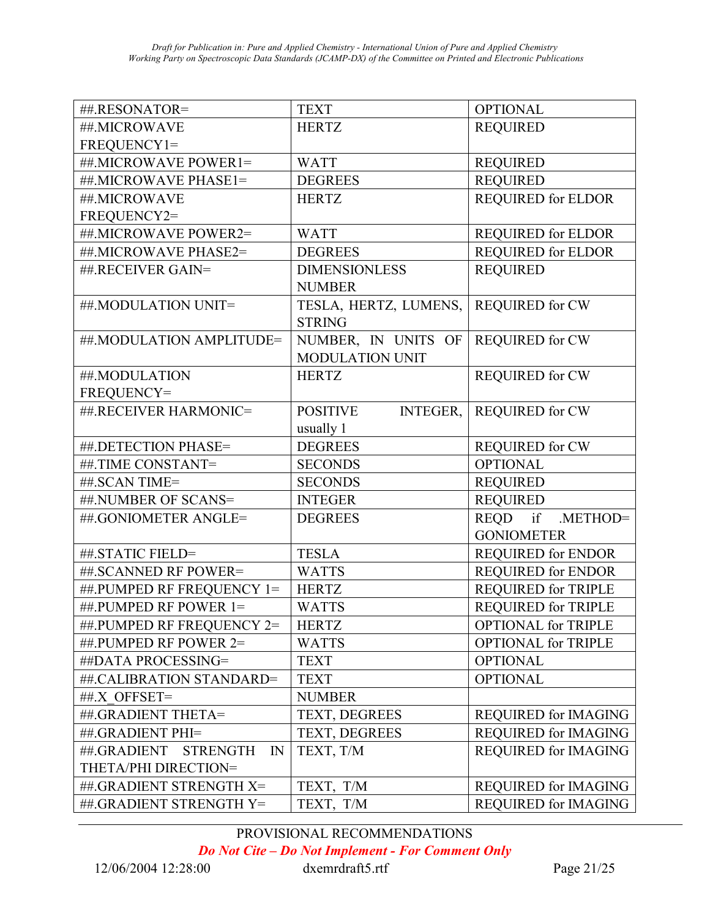| ##.RESONATOR= | TEXT | OPTIONAL |
|---|---|---|
| ##.MICROWAVE FREQUENCY1= | HERTZ | REQUIRED |
| ##.MICROWAVE POWER1= | WATT | REQUIRED |
| ##.MICROWAVE PHASE1= | DEGREES | REQUIRED |
| ##.MICROWAVE FREQUENCY2= | HERTZ | REQUIRED for ELDOR |
| ##.MICROWAVE POWER2= | WATT | REQUIRED for ELDOR |
| ##.MICROWAVE PHASE2= | DEGREES | REQUIRED for ELDOR |
| ##.RECEIVER GAIN= | DIMENSIONLESS NUMBER | REQUIRED |
| ##.MODULATION UNIT= | TESLA, HERTZ, LUMENS, STRING | REQUIRED for CW |
| ##.MODULATION AMPLITUDE= | NUMBER, IN UNITS OF MODULATION UNIT | REQUIRED for CW |
| ##.MODULATION FREQUENCY= | HERTZ | REQUIRED for CW |
| ##.RECEIVER HARMONIC= | POSITIVE INTEGER, usually 1 | REQUIRED for CW |
| ##.DETECTION PHASE= | DEGREES | REQUIRED for CW |
| ##.TIME CONSTANT= | SECONDS | OPTIONAL |
| ##.SCAN TIME= | SECONDS | REQUIRED |
| ##.NUMBER OF SCANS= | INTEGER | REQUIRED |
| ##.GONIOMETER ANGLE= | DEGREES | REQD if .METHOD= GONIOMETER |
| ##.STATIC FIELD= | TESLA | REQUIRED for ENDOR |
| ##.SCANNED RF POWER= | WATTS | REQUIRED for ENDOR |
| ##.PUMPED RF FREQUENCY 1= | HERTZ | REQUIRED for TRIPLE |
| ##.PUMPED RF POWER 1= | WATTS | REQUIRED for TRIPLE |
| ##.PUMPED RF FREQUENCY 2= | HERTZ | OPTIONAL for TRIPLE |
| ##.PUMPED RF POWER 2= | WATTS | OPTIONAL for TRIPLE |
| ##DATA PROCESSING= | TEXT | OPTIONAL |
| ##.CALIBRATION STANDARD= | TEXT | OPTIONAL |
| ##.X_OFFSET= | NUMBER | |
| ##.GRADIENT THETA= | TEXT, DEGREES | REQUIRED for IMAGING |
| ##.GRADIENT PHI= | TEXT, DEGREES | REQUIRED for IMAGING |
| ##.GRADIENT STRENGTH IN THETA/PHI DIRECTION= | TEXT, T/M | REQUIRED for IMAGING |
| ##.GRADIENT STRENGTH X= | TEXT, T/M | REQUIRED for IMAGING |
| ##.GRADIENT STRENGTH Y= | TEXT, T/M | REQUIRED for IMAGING |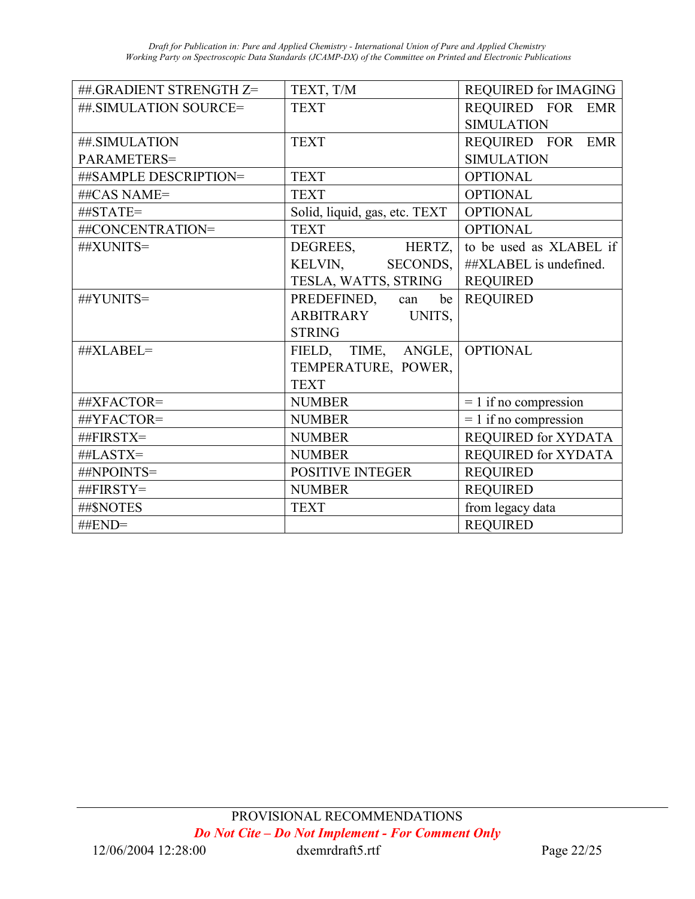| ##.GRADIENT STRENGTH Z= | TEXT, T/M | REQUIRED for IMAGING |
|---|---|---|
| ##.SIMULATION SOURCE= | TEXT | REQUIRED FOR EMR SIMULATION |
| ##.SIMULATION PARAMETERS= | TEXT | REQUIRED FOR EMR SIMULATION |
| ##SAMPLE DESCRIPTION= | TEXT | OPTIONAL |
| ##CAS NAME= | TEXT | OPTIONAL |
| ##STATE= | Solid, liquid, gas, etc. TEXT | OPTIONAL |
| ##CONCENTRATION= | TEXT | OPTIONAL |
| ##XUNITS= | DEGREES, HERTZ, KELVIN, SECONDS, TESLA, WATTS, STRING | to be used as XLABEL if ##XLABEL is undefined. REQUIRED |
| ##YUNITS= | PREDEFINED, can be ARBITRARY UNITS, STRING | REQUIRED |
| ##XLABEL= | FIELD, TIME, ANGLE, TEMPERATURE, POWER, TEXT | OPTIONAL |
| ##XFACTOR= | NUMBER | = 1 if no compression |
| ##YFACTOR= | NUMBER | = 1 if no compression |
| ##FIRSTX= | NUMBER | REQUIRED for XYDATA |
| ##LASTX= | NUMBER | REQUIRED for XYDATA |
| ##NPOINTS= | POSITIVE INTEGER | REQUIRED |
| ##FIRSTY= | NUMBER | REQUIRED |
| ##$NOTES | TEXT | from legacy data |
| ##END= | | REQUIRED |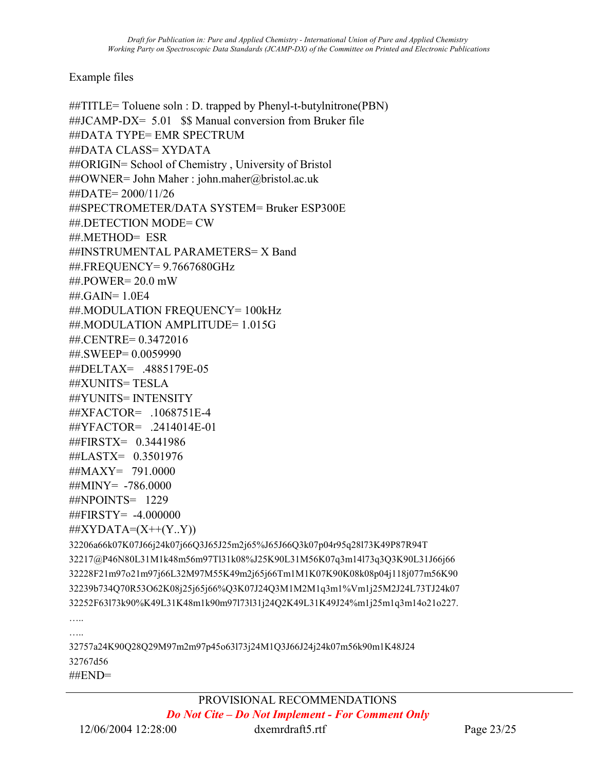Example files

```
##TITLE= Toluene soln : D. trapped by Phenyl-t-butylnitrone(PBN)
##JCAMP-DX=  5.01   $$ Manual conversion from Bruker file
##DATA TYPE= EMR SPECTRUM
##DATA CLASS= XYDATA
##ORIGIN= School of Chemistry , University of Bristol
##OWNER= John Maher : john.maher@bristol.ac.uk
##DATE= 2000/11/26
##SPECTROMETER/DATA SYSTEM= Bruker ESP300E
##.DETECTION MODE= CW
##.METHOD=  ESR
##INSTRUMENTAL PARAMETERS= X Band
##.FREQUENCY= 9.7667680GHz
##.POWER= 20.0 mW
##.GAIN= 1.0E4
##.MODULATION FREQUENCY= 100kHz
##.MODULATION AMPLITUDE= 1.015G
##.CENTRE= 0.3472016
##.SWEEP= 0.0059990
##DELTAX=   .4885179E-05
##XUNITS= TESLA
##YUNITS= INTENSITY
##XFACTOR=   .1068751E-4
##YFACTOR=   .2414014E-01
##FIRSTX=   0.3441986
##LASTX=   0.3501976
##MAXY=   791.0000
##MINY=  -786.0000
##NPOINTS=   1229
##FIRSTY=  -4.000000
##XYDATA=(X++(Y..Y))
32206a66k07K07J66j24k07j66Q3J65J25m2j65%J65J66Q3k07p04r95q28l73K49P87R94T
32217@P46N80L31M1k48m56m97Tl31k08%J25K90L31M56K07q3m14l73q3Q3K90L31J66j66
32228F21m97o21m97j66L32M97M55K49m2j65j66Tm1M1K07K90K08k08p04j118j077m56K90
32239b734Q70R53O62K08j25j65j66%Q3K07J24Q3M1M2M1q3m1%Vm1j25M2J24L73TJ24k07
32252F63l73k90%K49L31K48m1k90m97l73l31j24Q2K49L31K49J24%m1j25m1q3m14o21o227.
…..
…..
32757a24K90Q28Q29M97m2m97p45o63l73j24M1Q3J66J24j24k07m56k90m1K48J24
32767d56
##END=
```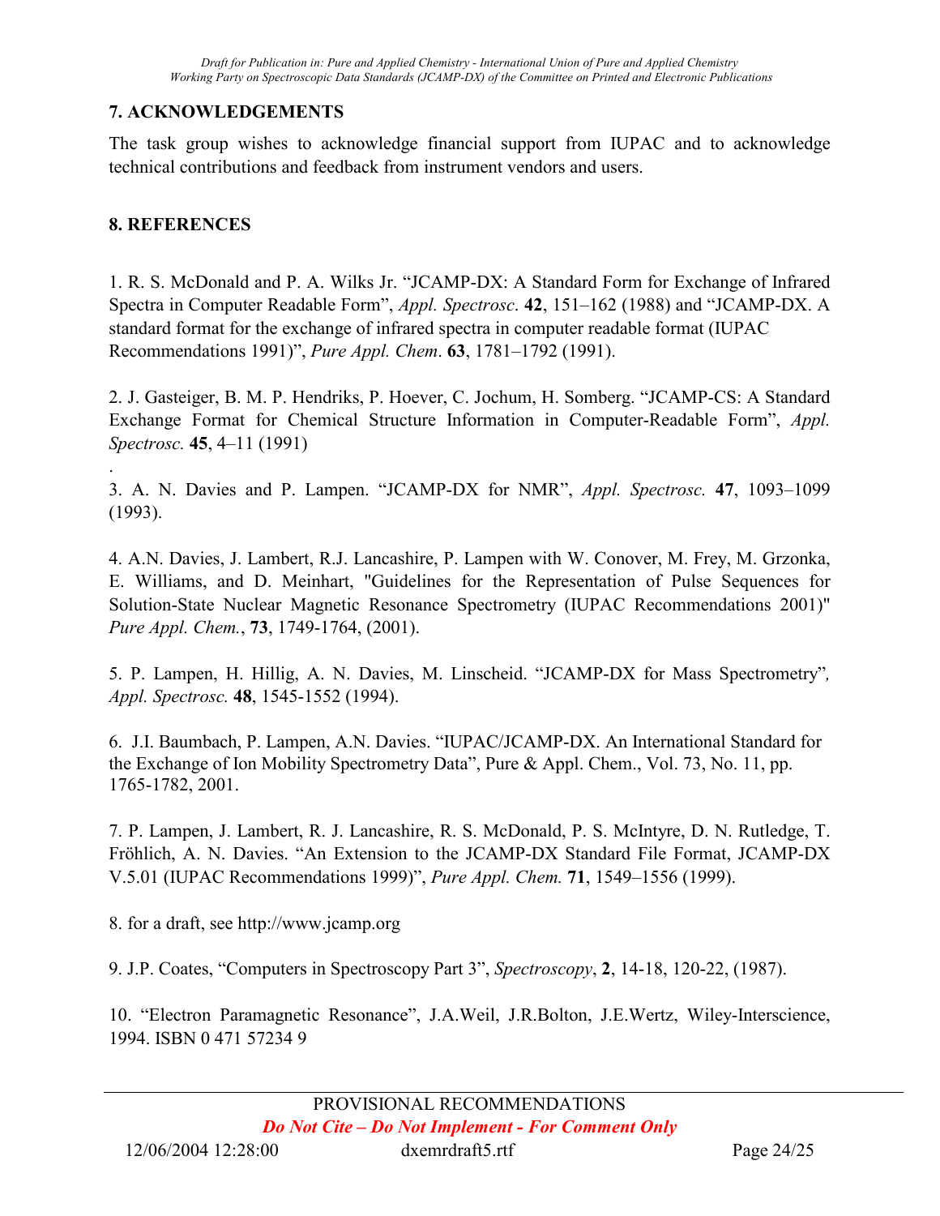## 7. ACKNOWLEDGEMENTS

The task group wishes to acknowledge financial support from IUPAC and to acknowledge technical contributions and feedback from instrument vendors and users.

## 8. REFERENCES

1. R. S. McDonald and P. A. Wilks Jr. "JCAMP-DX: A Standard Form for Exchange of Infrared Spectra in Computer Readable Form", *Appl. Spectrosc*. **42**, 151–162 (1988) and "JCAMP-DX. A standard format for the exchange of infrared spectra in computer readable format (IUPAC Recommendations 1991)", *Pure Appl. Chem*. **63**, 1781–1792 (1991).

2. J. Gasteiger, B. M. P. Hendriks, P. Hoever, C. Jochum, H. Somberg. "JCAMP-CS: A Standard Exchange Format for Chemical Structure Information in Computer-Readable Form", *Appl. Spectrosc.* **45**, 4–11 (1991)

.

3. A. N. Davies and P. Lampen. "JCAMP-DX for NMR", *Appl. Spectrosc.* **47**, 1093–1099 (1993).

4. A.N. Davies, J. Lambert, R.J. Lancashire, P. Lampen with W. Conover, M. Frey, M. Grzonka, E. Williams, and D. Meinhart, "Guidelines for the Representation of Pulse Sequences for Solution-State Nuclear Magnetic Resonance Spectrometry (IUPAC Recommendations 2001)" *Pure Appl. Chem.*, **73**, 1749-1764, (2001).

5. P. Lampen, H. Hillig, A. N. Davies, M. Linscheid. "JCAMP-DX for Mass Spectrometry"*, Appl. Spectrosc.* **48**, 1545-1552 (1994).

6. J.I. Baumbach, P. Lampen, A.N. Davies. "IUPAC/JCAMP-DX. An International Standard for the Exchange of Ion Mobility Spectrometry Data", Pure & Appl. Chem., Vol. 73, No. 11, pp. 1765-1782, 2001.

7. P. Lampen, J. Lambert, R. J. Lancashire, R. S. McDonald, P. S. McIntyre, D. N. Rutledge, T. Fröhlich, A. N. Davies. "An Extension to the JCAMP-DX Standard File Format, JCAMP-DX V.5.01 (IUPAC Recommendations 1999)", *Pure Appl. Chem.* **71**, 1549–1556 (1999).

8. for a draft, see http://www.jcamp.org

9. J.P. Coates, "Computers in Spectroscopy Part 3", *Spectroscopy*, **2**, 14-18, 120-22, (1987).

10. "Electron Paramagnetic Resonance", J.A.Weil, J.R.Bolton, J.E.Wertz, Wiley-Interscience, 1994. ISBN 0 471 57234 9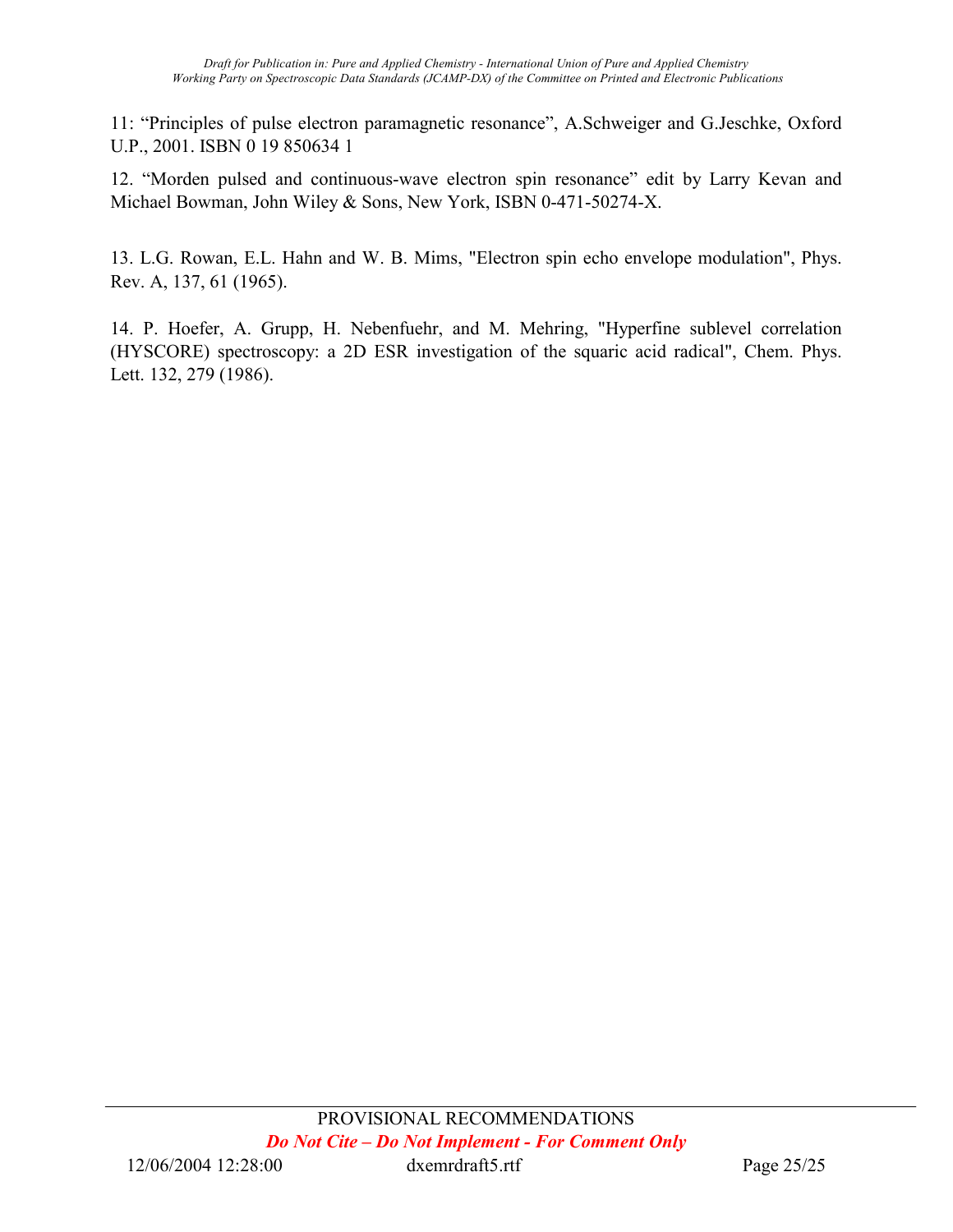11: “Principles of pulse electron paramagnetic resonance”, A.Schweiger and G.Jeschke, Oxford U.P., 2001. ISBN 0 19 850634 1

12. “Morden pulsed and continuous-wave electron spin resonance” edit by Larry Kevan and Michael Bowman, John Wiley & Sons, New York, ISBN 0-471-50274-X.

13. L.G. Rowan, E.L. Hahn and W. B. Mims, "Electron spin echo envelope modulation", Phys. Rev. A, 137, 61 (1965).

14. P. Hoefer, A. Grupp, H. Nebenfuehr, and M. Mehring, "Hyperfine sublevel correlation (HYSCORE) spectroscopy: a 2D ESR investigation of the squaric acid radical", Chem. Phys. Lett. 132, 279 (1986).